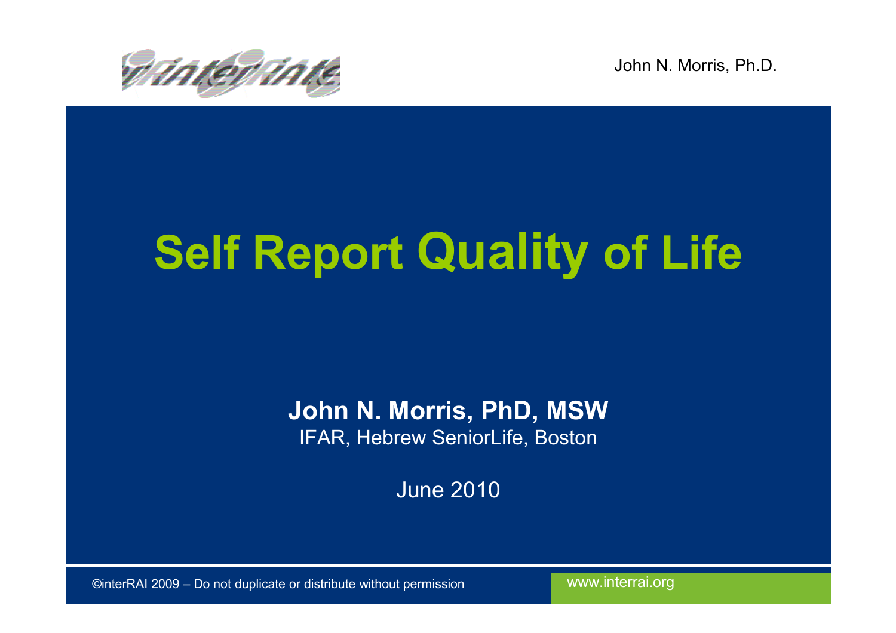# Self Report Quality of Life

**John N. Morris, PhD, MSW**
IFAR, Hebrew SeniorLife, Boston

June 2010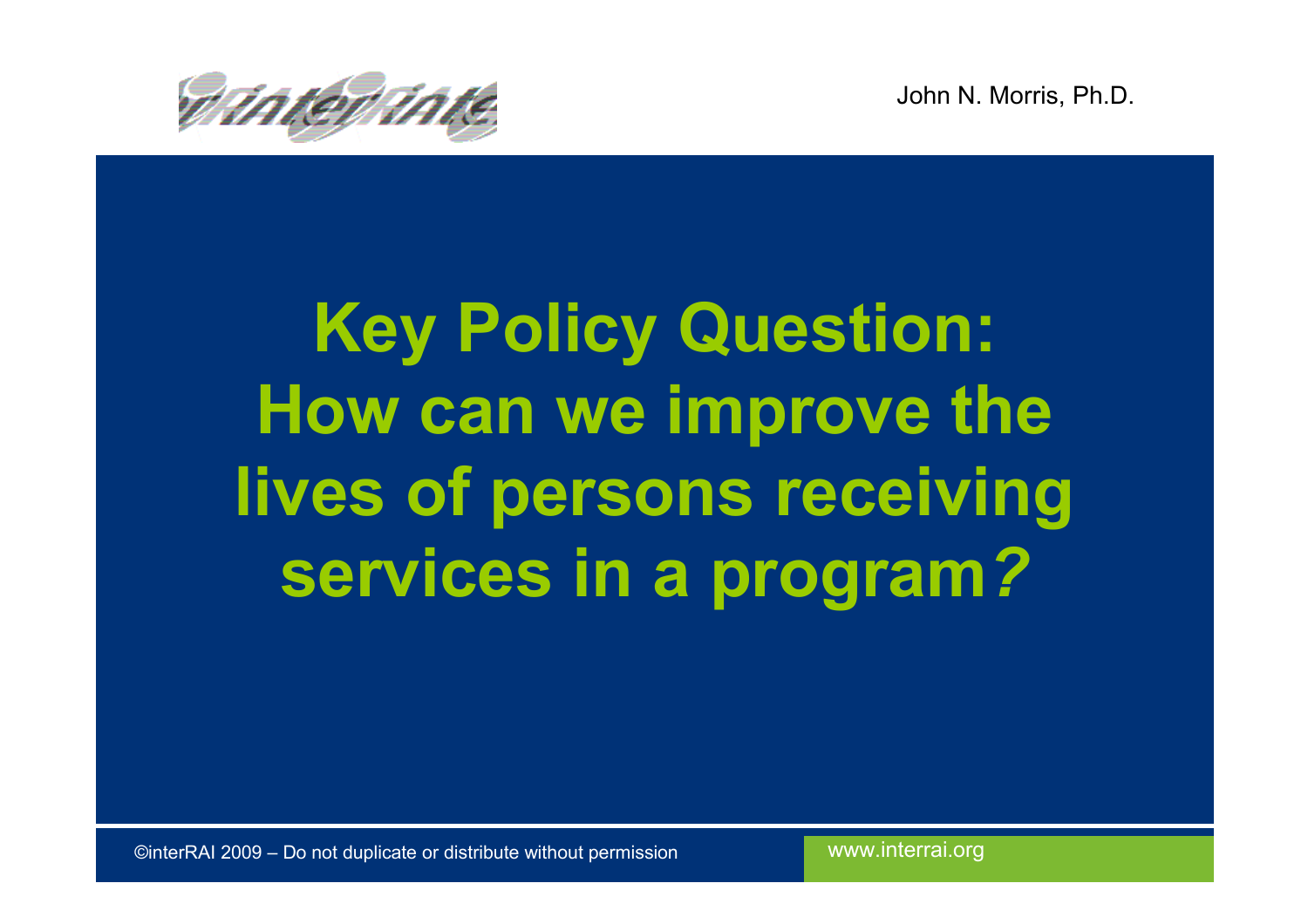John N. Morris, Ph.D.

# Key Policy Question: How can we improve the lives of persons receiving services in a program?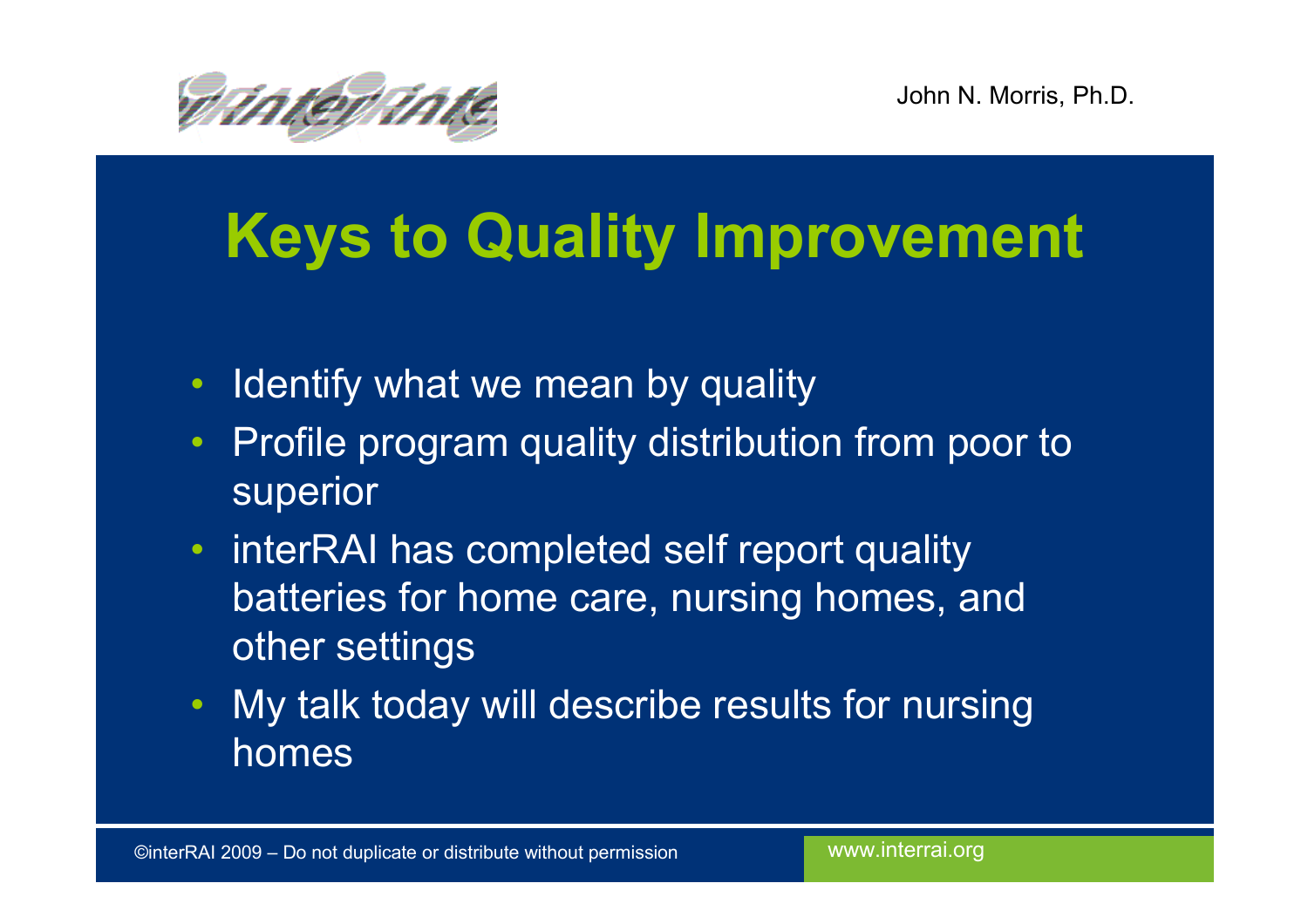# Keys to Quality Improvement

- Identify what we mean by quality
- Profile program quality distribution from poor to superior
- interRAI has completed self report quality batteries for home care, nursing homes, and other settings
- My talk today will describe results for nursing homes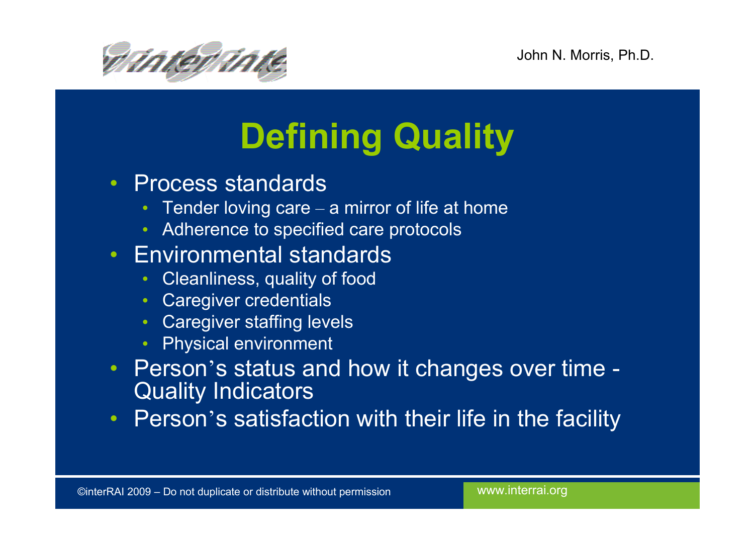# Defining Quality

- Process standards
  - Tender loving care – a mirror of life at home
  - Adherence to specified care protocols
- Environmental standards
  - Cleanliness, quality of food
  - Caregiver credentials
  - Caregiver staffing levels
  - Physical environment
- Person's status and how it changes over time - Quality Indicators
- Person's satisfaction with their life in the facility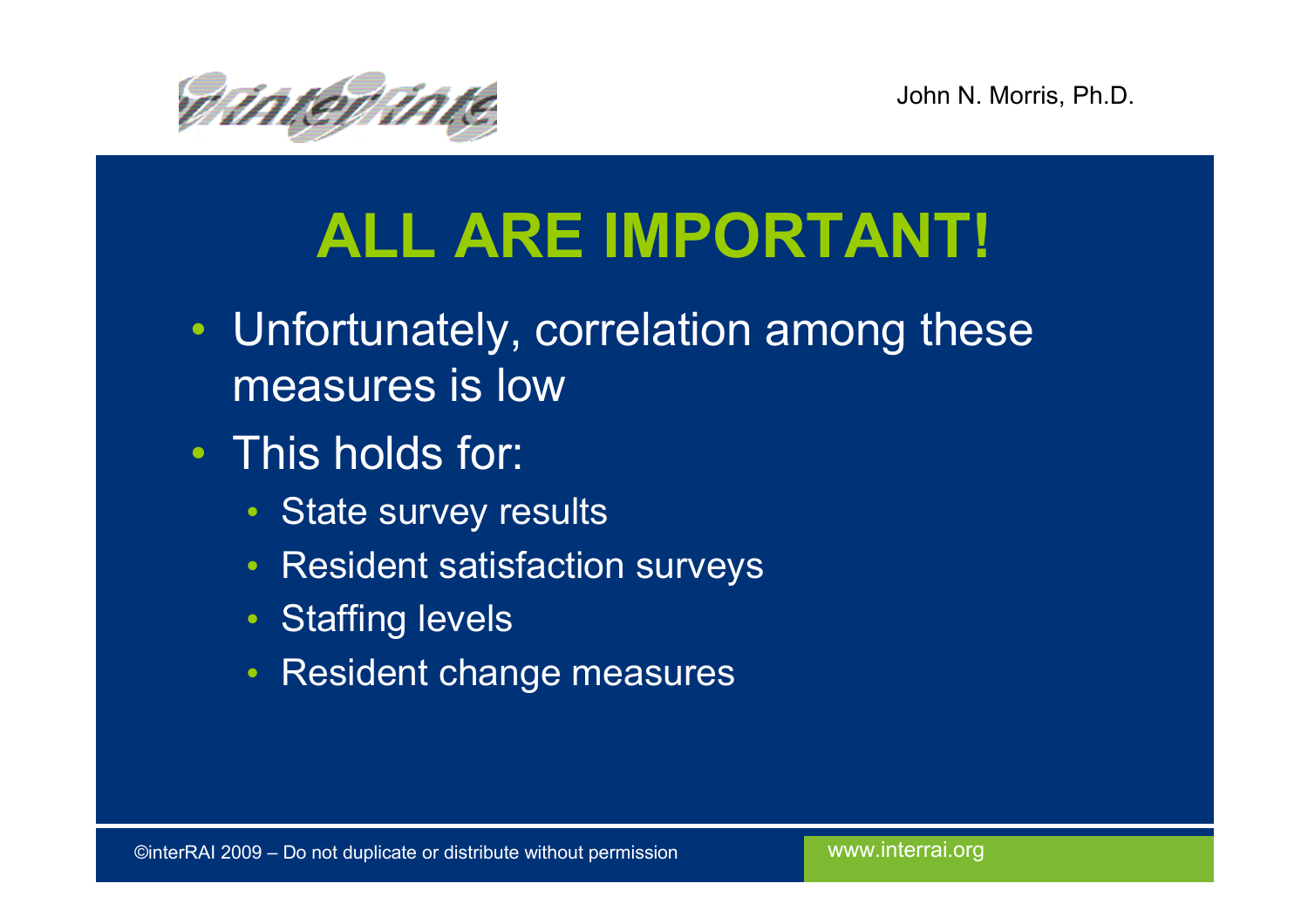# ALL ARE IMPORTANT!

- Unfortunately, correlation among these measures is low
- This holds for:
  - State survey results
  - Resident satisfaction surveys
  - Staffing levels
  - Resident change measures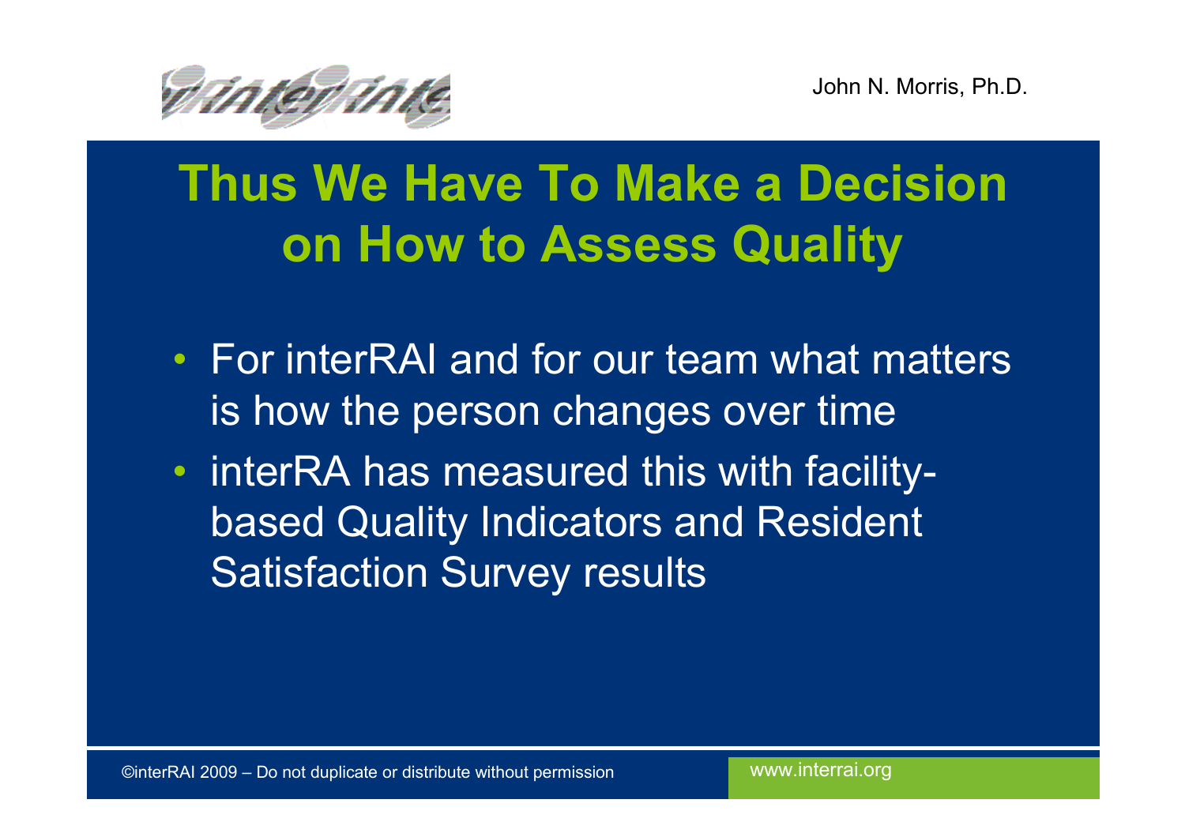# Thus We Have To Make a Decision on How to Assess Quality

- For interRAI and for our team what matters is how the person changes over time
- interRA has measured this with facility-based Quality Indicators and Resident Satisfaction Survey results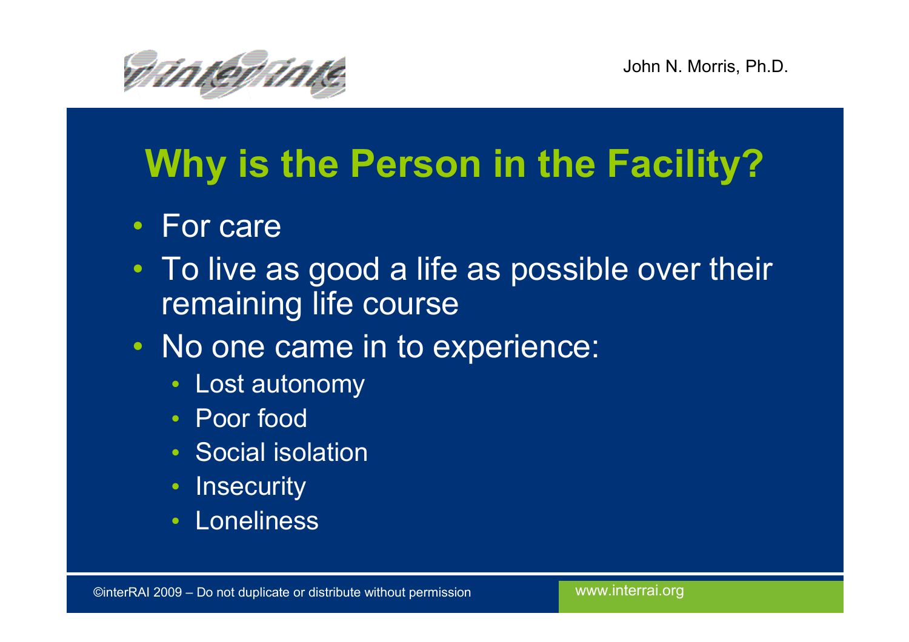# Why is the Person in the Facility?

- For care
- To live as good a life as possible over their remaining life course
- No one came in to experience:
  - Lost autonomy
  - Poor food
  - Social isolation
  - Insecurity
  - Loneliness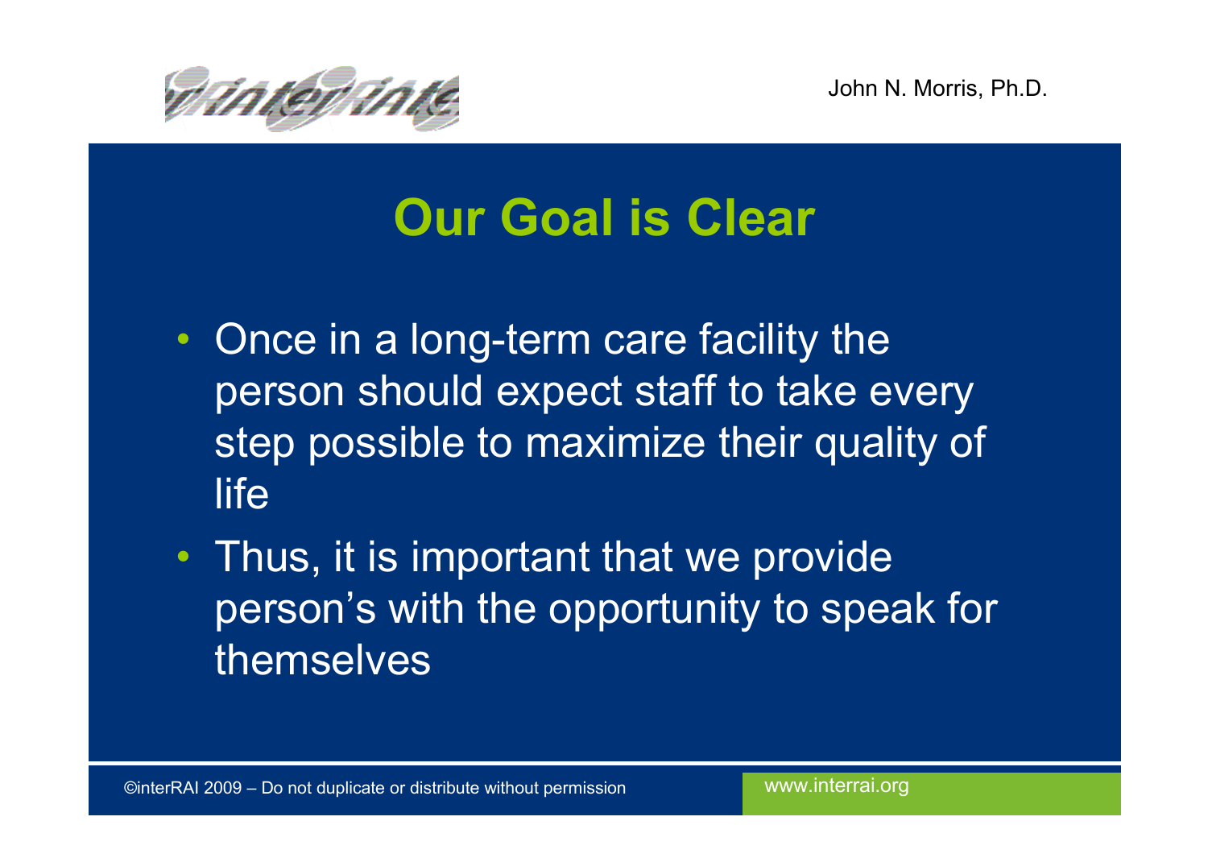# Our Goal is Clear

- Once in a long-term care facility the person should expect staff to take every step possible to maximize their quality of life
- Thus, it is important that we provide person's with the opportunity to speak for themselves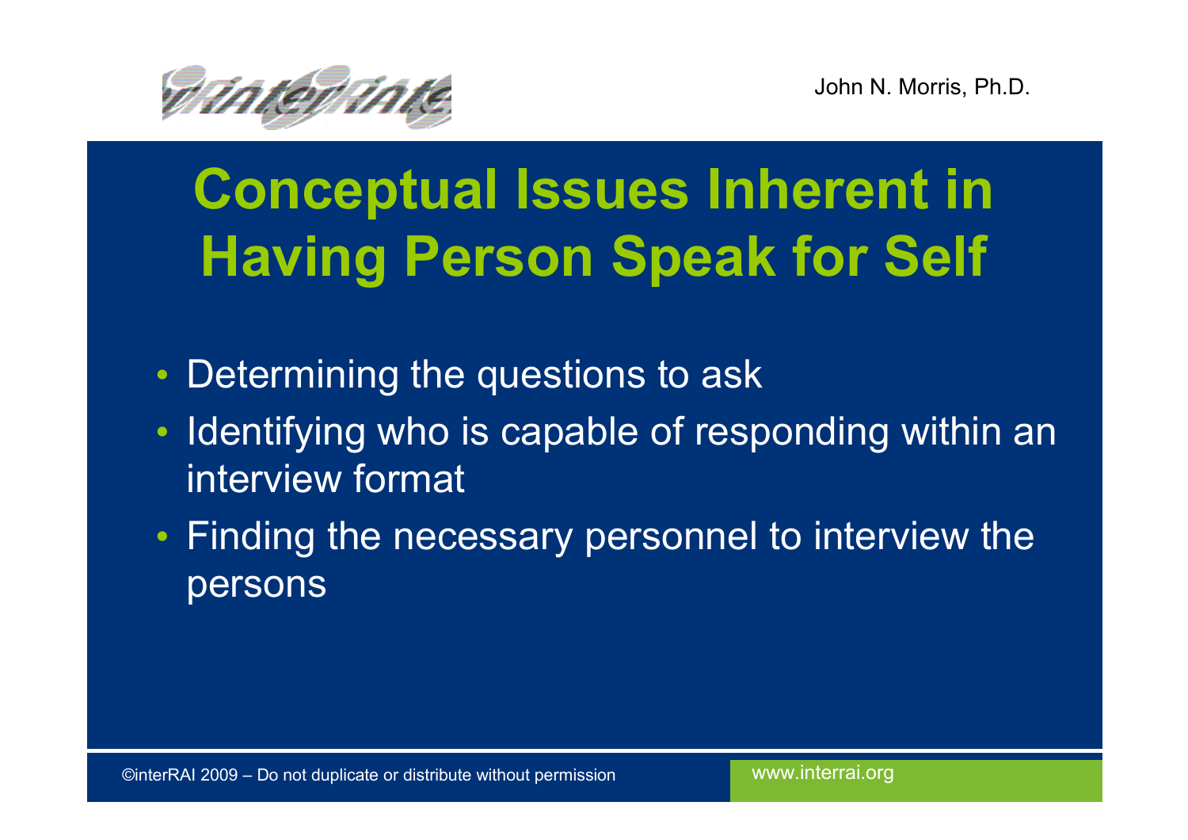# Conceptual Issues Inherent in Having Person Speak for Self

- Determining the questions to ask
- Identifying who is capable of responding within an interview format
- Finding the necessary personnel to interview the persons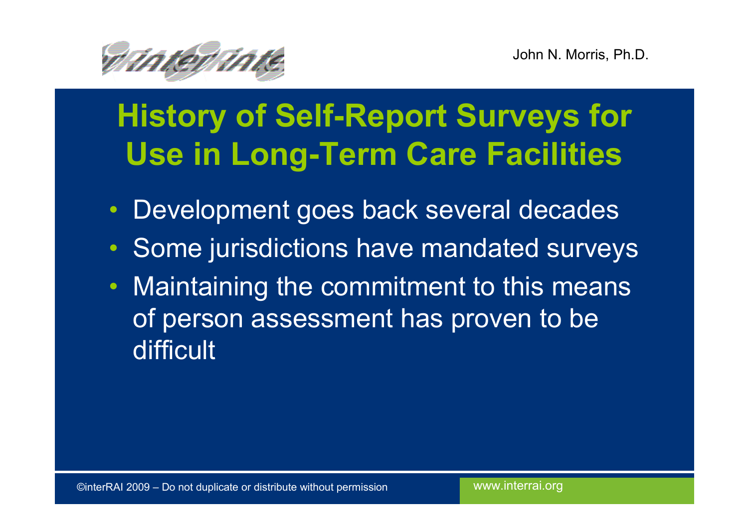# History of Self-Report Surveys for Use in Long-Term Care Facilities

- Development goes back several decades
- Some jurisdictions have mandated surveys
- Maintaining the commitment to this means of person assessment has proven to be difficult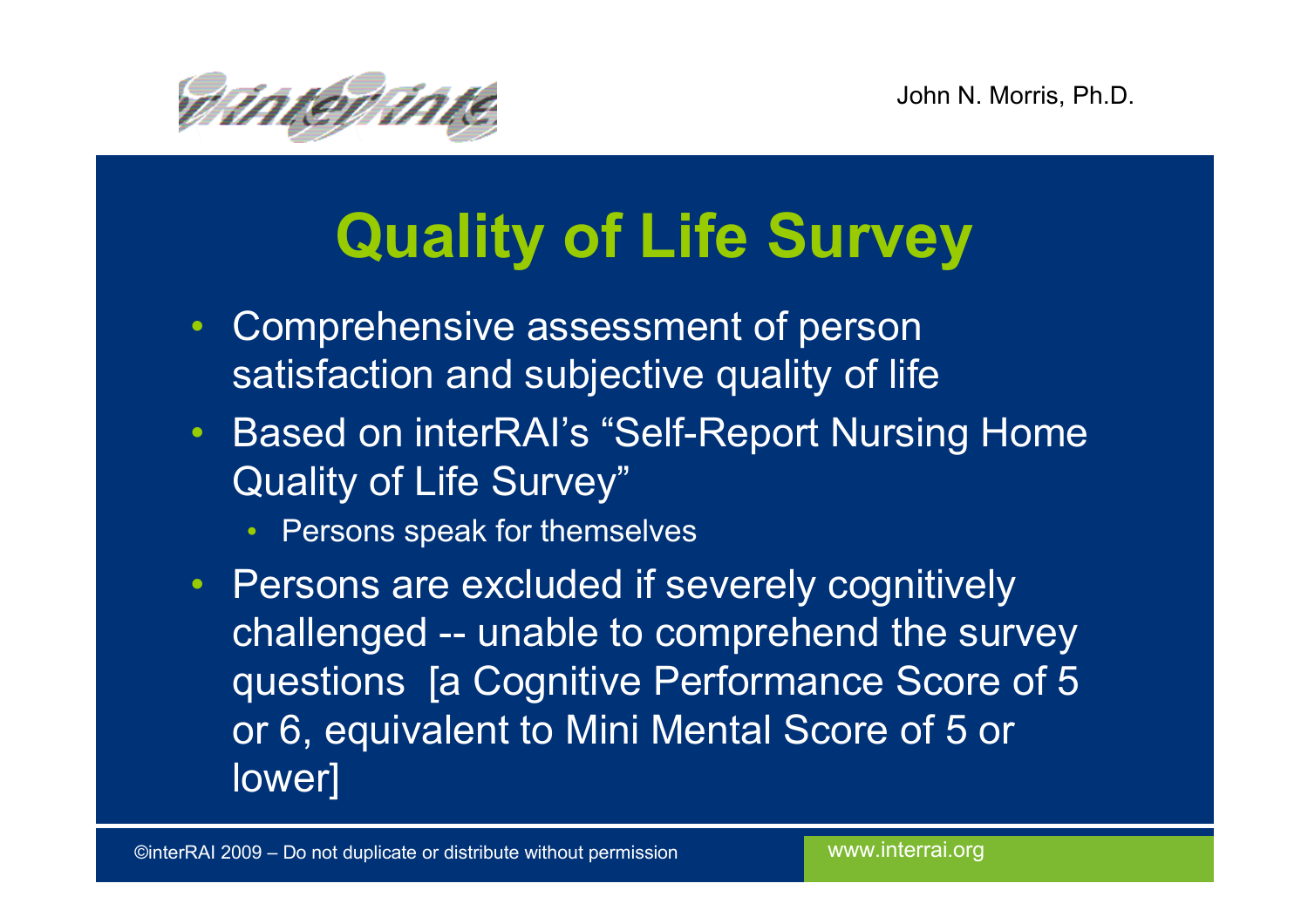# Quality of Life Survey

- Comprehensive assessment of person satisfaction and subjective quality of life
- Based on interRAI's "Self-Report Nursing Home Quality of Life Survey"
  - Persons speak for themselves
- Persons are excluded if severely cognitively challenged -- unable to comprehend the survey questions [a Cognitive Performance Score of 5 or 6, equivalent to Mini Mental Score of 5 or lower]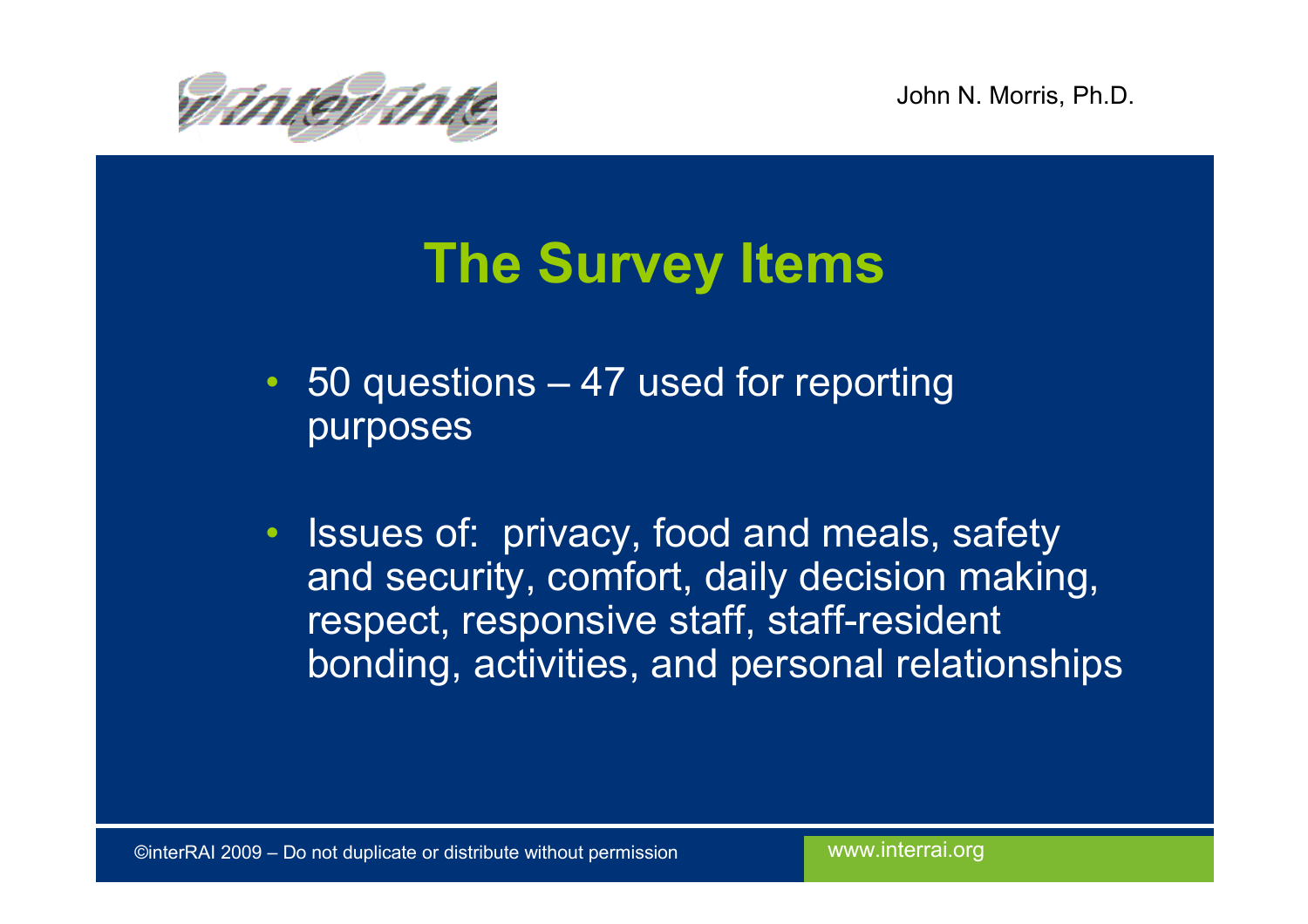# The Survey Items

- 50 questions – 47 used for reporting purposes
- Issues of: privacy, food and meals, safety and security, comfort, daily decision making, respect, responsive staff, staff-resident bonding, activities, and personal relationships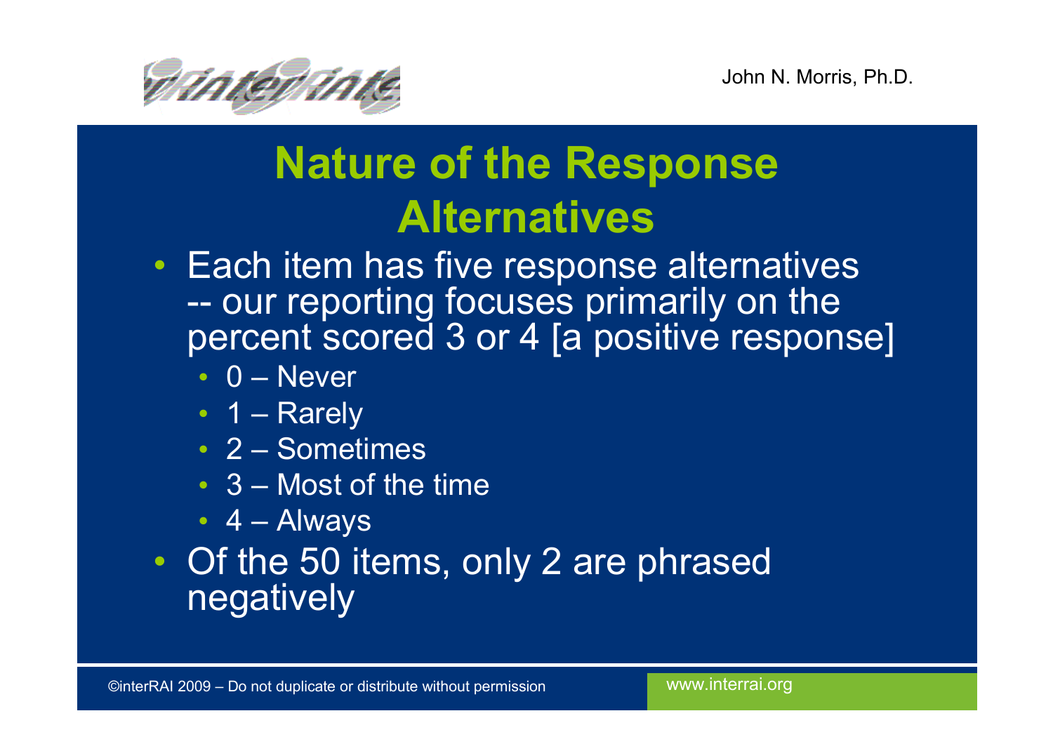# Nature of the Response Alternatives

- Each item has five response alternatives -- our reporting focuses primarily on the percent scored 3 or 4 [a positive response]
  - 0 – Never
  - 1 – Rarely
  - 2 – Sometimes
  - 3 – Most of the time
  - 4 – Always
- Of the 50 items, only 2 are phrased negatively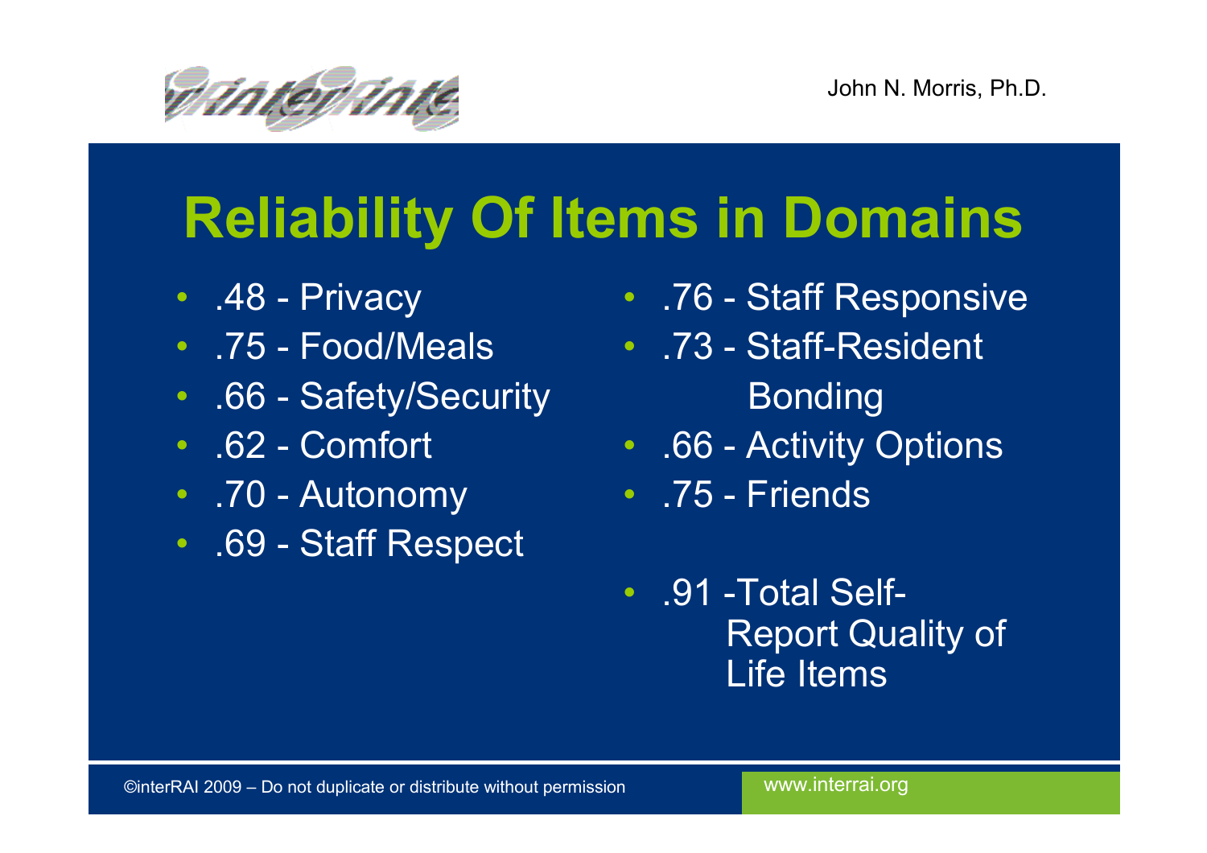# Reliability Of Items in Domains

- .48 - Privacy
- .75 - Food/Meals
- .66 - Safety/Security
- .62 - Comfort
- .70 - Autonomy
- .69 - Staff Respect
- .76 - Staff Responsive
- .73 - Staff-Resident Bonding
- .66 - Activity Options
- .75 - Friends

- .91 -Total Self-Report Quality of Life Items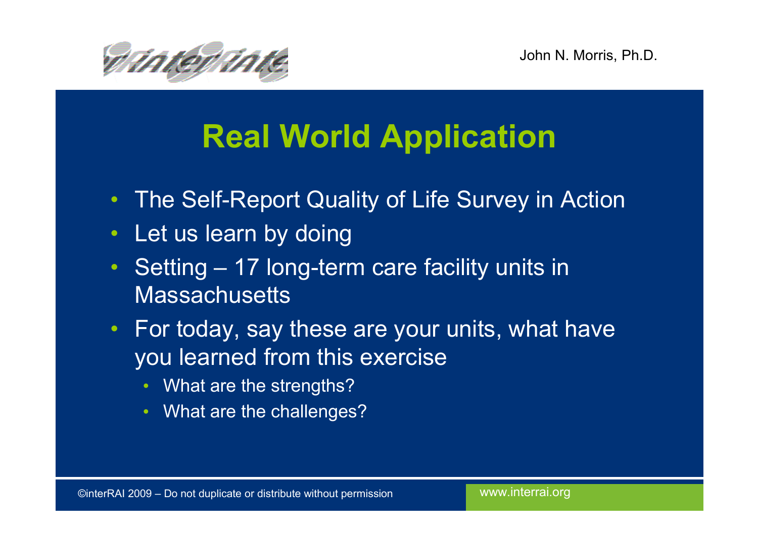# Real World Application

- The Self-Report Quality of Life Survey in Action
- Let us learn by doing
- Setting – 17 long-term care facility units in Massachusetts
- For today, say these are your units, what have you learned from this exercise
  - What are the strengths?
  - What are the challenges?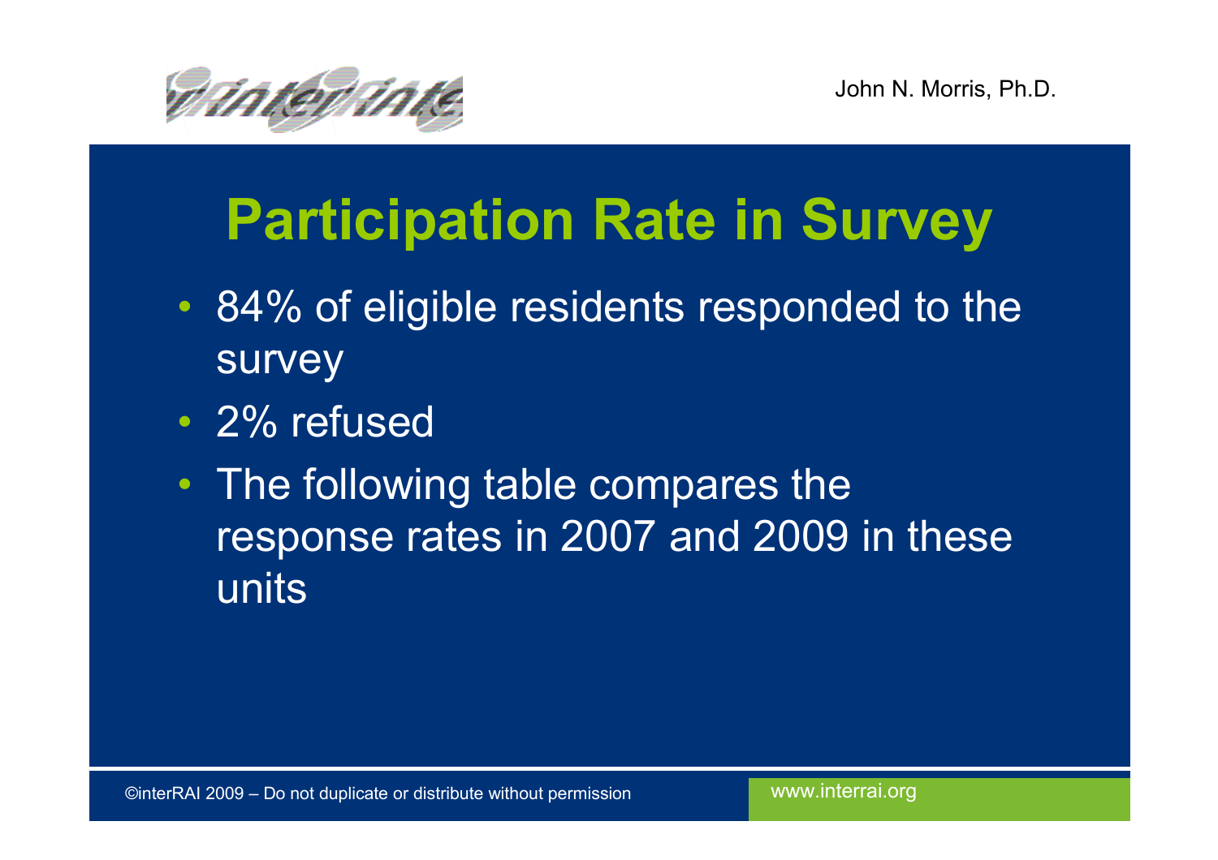# Participation Rate in Survey

- 84% of eligible residents responded to the survey
- 2% refused
- The following table compares the response rates in 2007 and 2009 in these units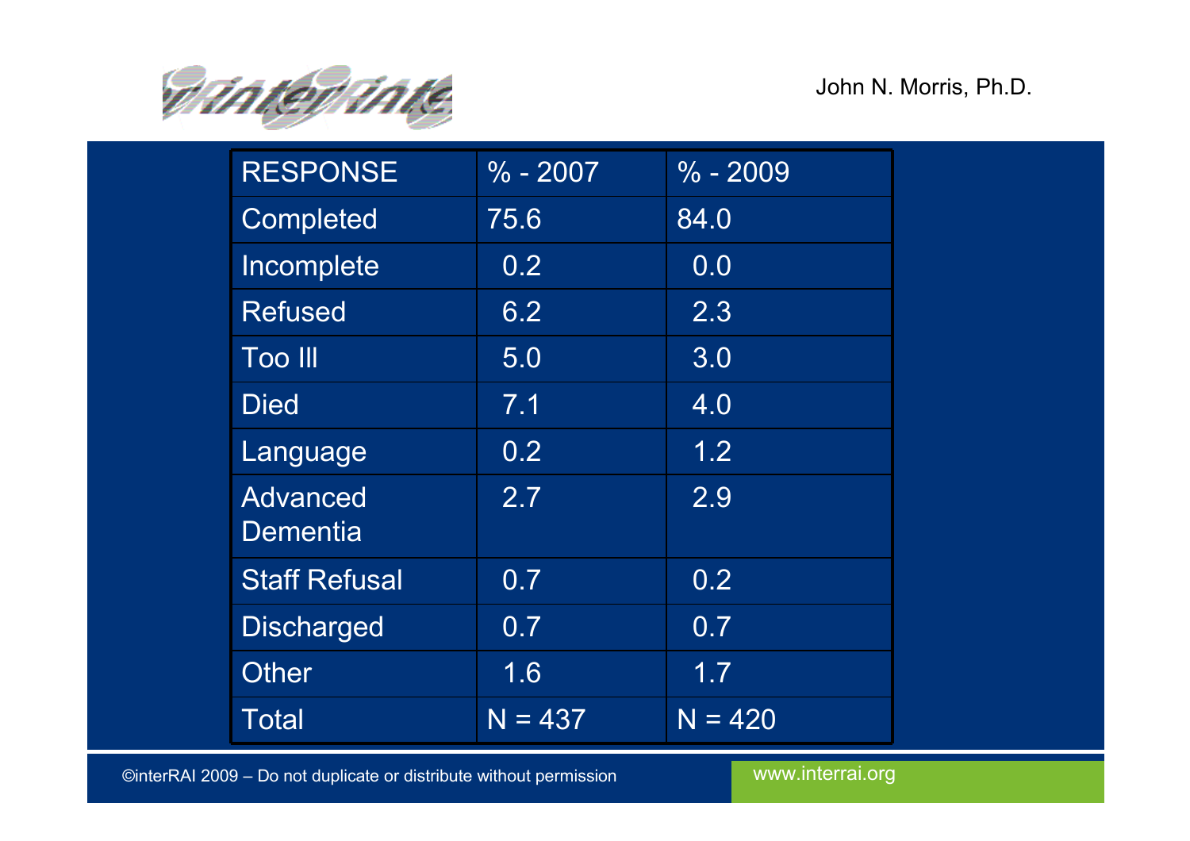| RESPONSE | % - 2007 | % - 2009 |
|---|---|---|
| Completed | 75.6 | 84.0 |
| Incomplete | 0.2 | 0.0 |
| Refused | 6.2 | 2.3 |
| Too Ill | 5.0 | 3.0 |
| Died | 7.1 | 4.0 |
| Language | 0.2 | 1.2 |
| Advanced Dementia | 2.7 | 2.9 |
| Staff Refusal | 0.7 | 0.2 |
| Discharged | 0.7 | 0.7 |
| Other | 1.6 | 1.7 |
| Total | N = 437 | N = 420 |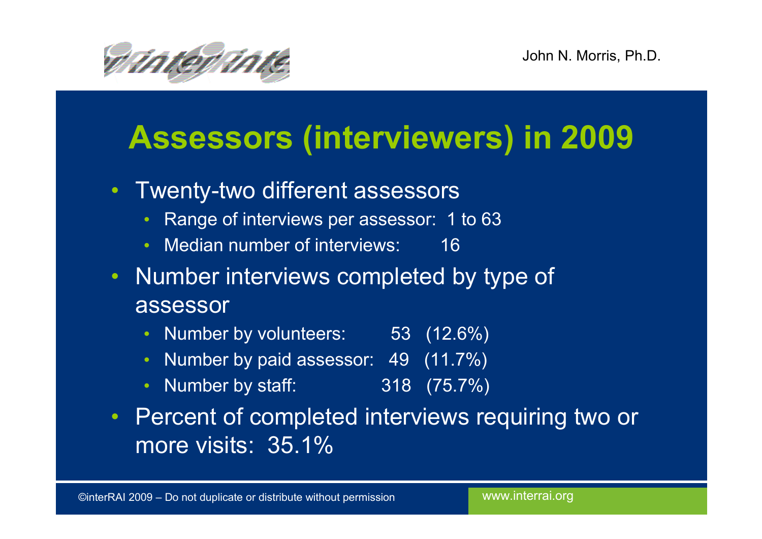# Assessors (interviewers) in 2009

- Twenty-two different assessors
  - Range of interviews per assessor: 1 to 63
  - Median number of interviews: 16
- Number interviews completed by type of assessor
  - Number by volunteers: 53 (12.6%)
  - Number by paid assessor: 49 (11.7%)
  - Number by staff: 318 (75.7%)
- Percent of completed interviews requiring two or more visits: 35.1%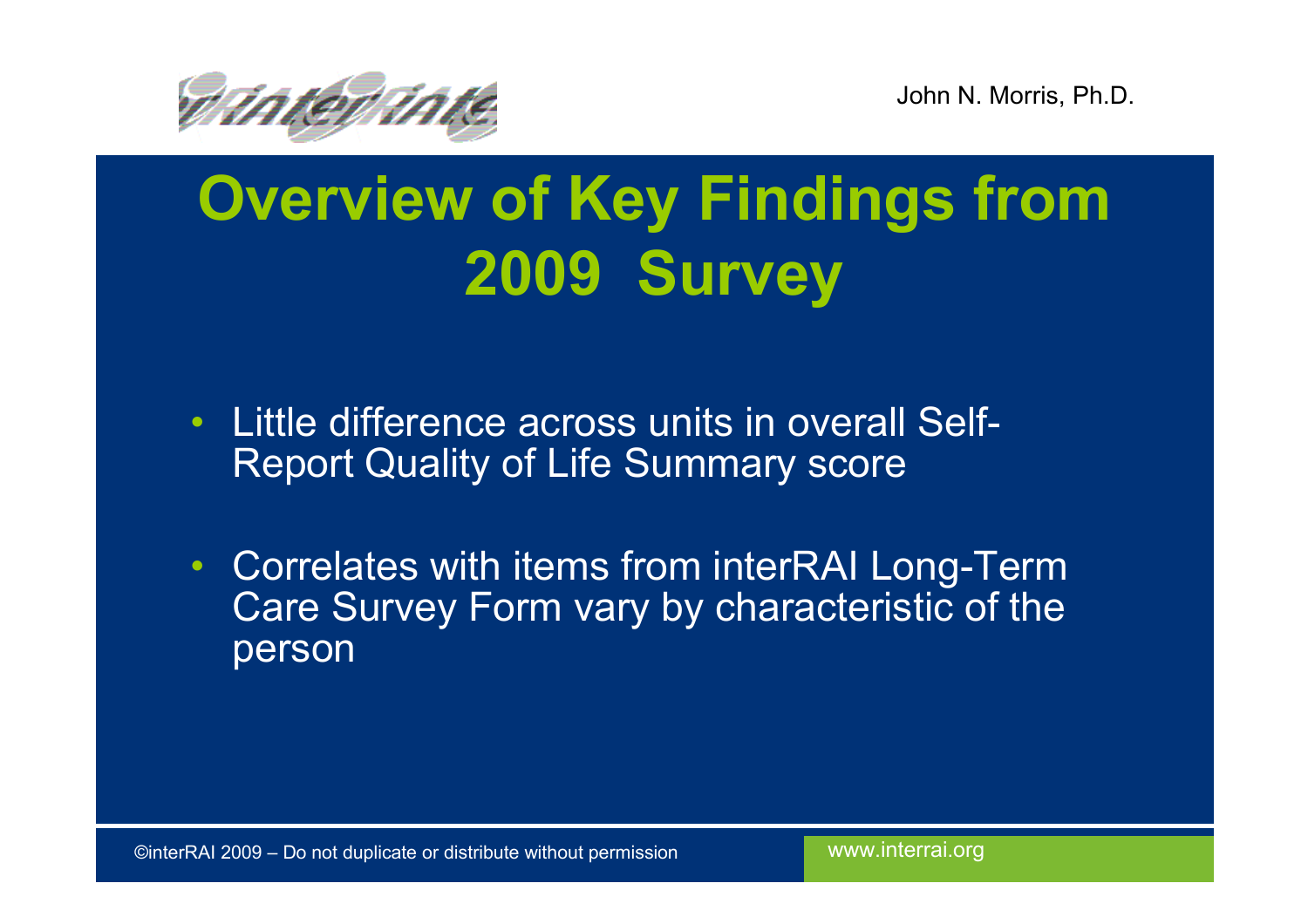# Overview of Key Findings from 2009 Survey

- Little difference across units in overall Self-Report Quality of Life Summary score
- Correlates with items from interRAI Long-Term Care Survey Form vary by characteristic of the person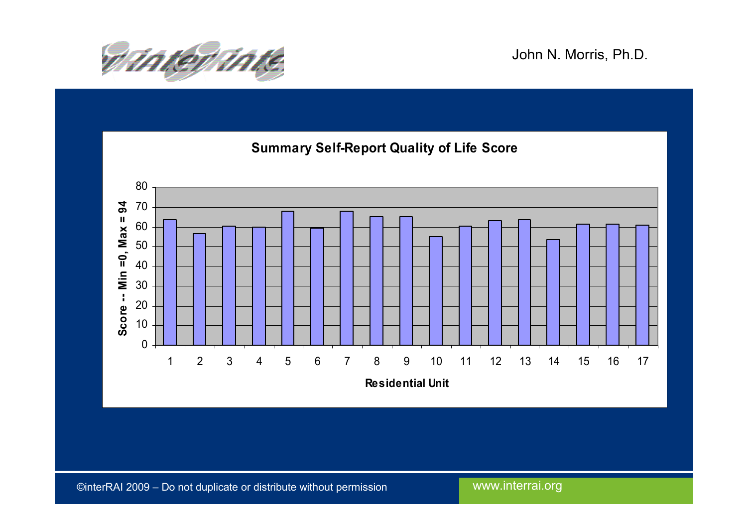John N. Morris, Ph.D.

## Summary Self-Report Quality of Life Score

Score -- Min =0, Max = 94

| Residential Unit | Score |
|---|---|
| 1 | 64 |
| 2 | 57 |
| 3 | 60 |
| 4 | 60 |
| 5 | 68 |
| 6 | 59 |
| 7 | 68 |
| 8 | 65 |
| 9 | 65 |
| 10 | 55 |
| 11 | 60 |
| 12 | 63 |
| 13 | 64 |
| 14 | 53 |
| 15 | 61 |
| 16 | 61 |
| 17 | 61 |

©interRAI 2009 – Do not duplicate or distribute without permission

www.interrai.org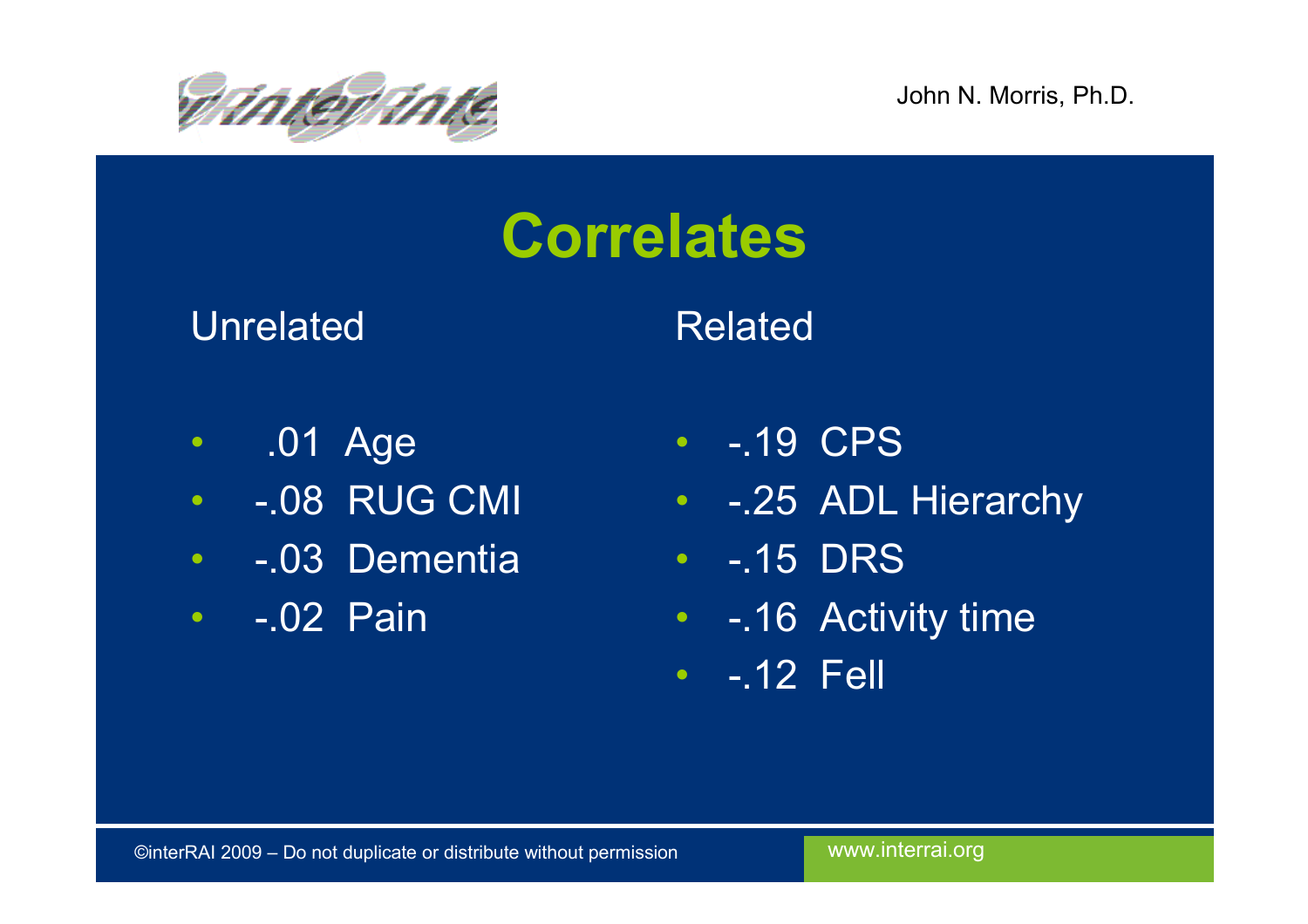# Correlates

**Unrelated**

- .01 Age
- -.08 RUG CMI
- -.03 Dementia
- -.02 Pain

**Related**

- -.19 CPS
- -.25 ADL Hierarchy
- -.15 DRS
- -.16 Activity time
- -.12 Fell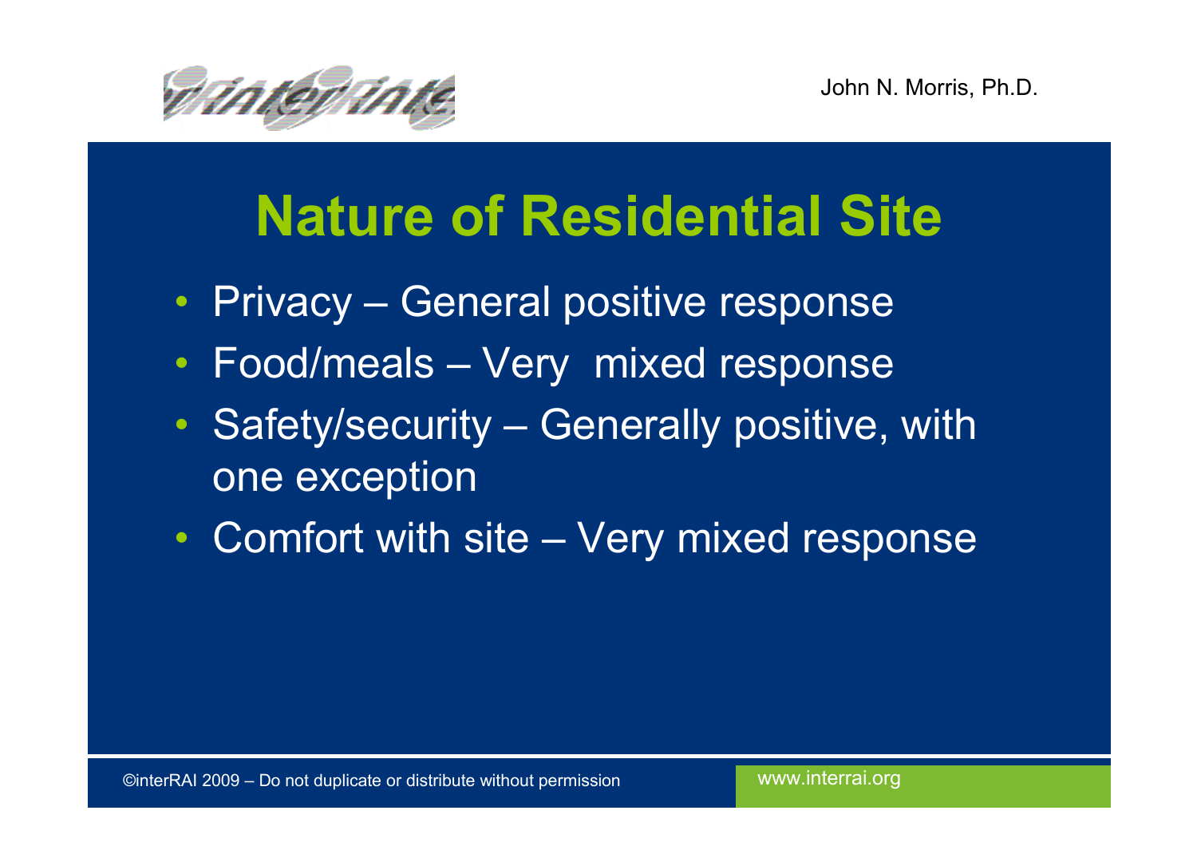# Nature of Residential Site

- Privacy – General positive response
- Food/meals – Very mixed response
- Safety/security – Generally positive, with one exception
- Comfort with site – Very mixed response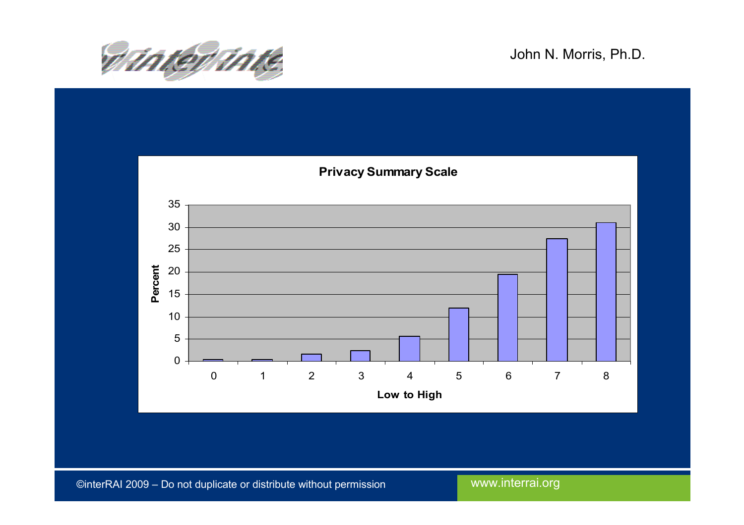## Privacy Summary Scale

| Low to High | Percent (approx.) |
|---|---|
| 0 | 0.3 |
| 1 | 0.3 |
| 2 | 1.5 |
| 3 | 2.3 |
| 4 | 5.6 |
| 5 | 11.9 |
| 6 | 19.4 |
| 7 | 27.4 |
| 8 | 31.0 |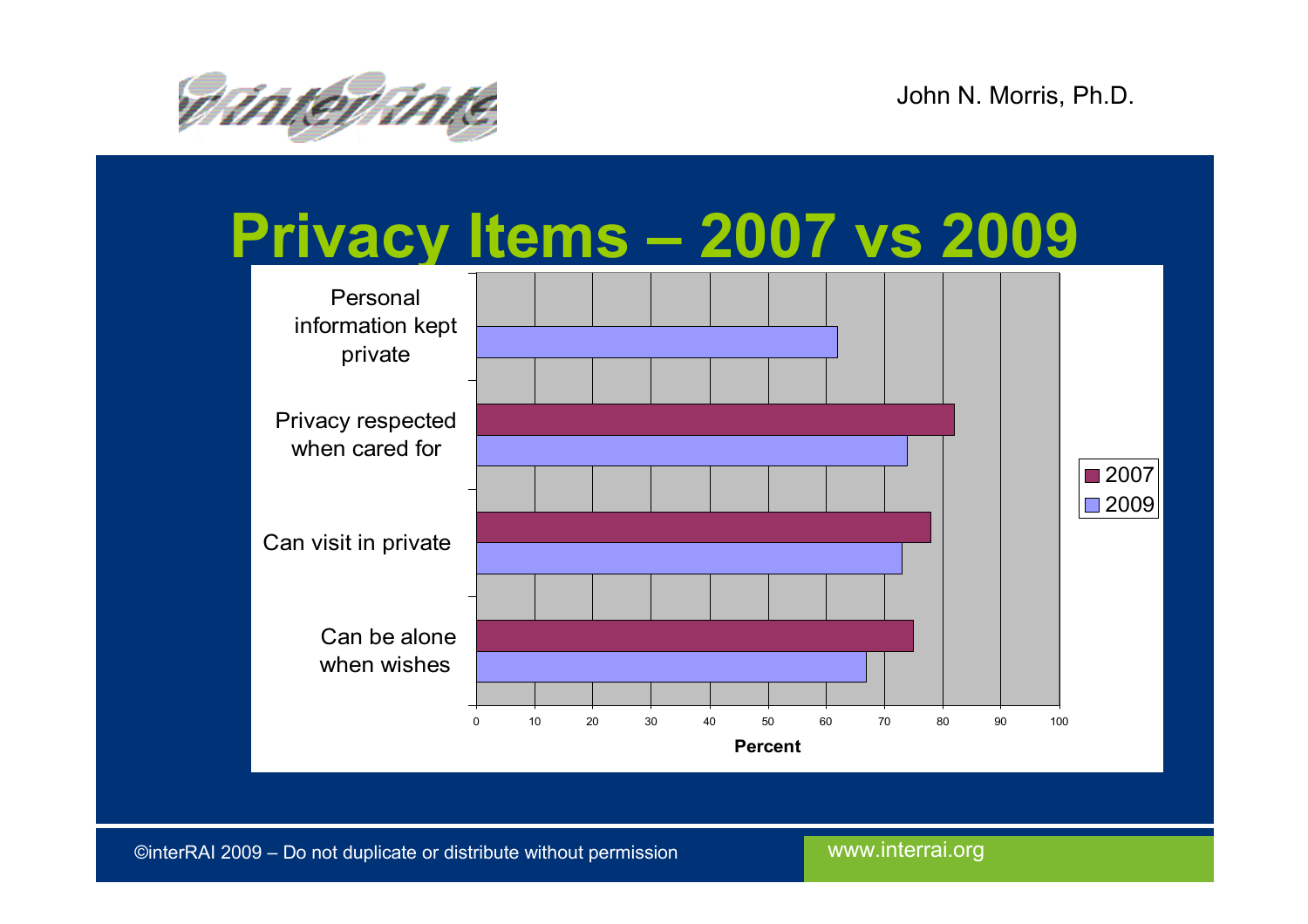# Privacy Items – 2007 vs 2009

| Item | 2007 | 2009 |
|---|---|---|
| Personal information kept private | | 62 |
| Privacy respected when cared for | 82 | 74 |
| Can visit in private | 78 | 73 |
| Can be alone when wishes | 75 | 67 |

Percent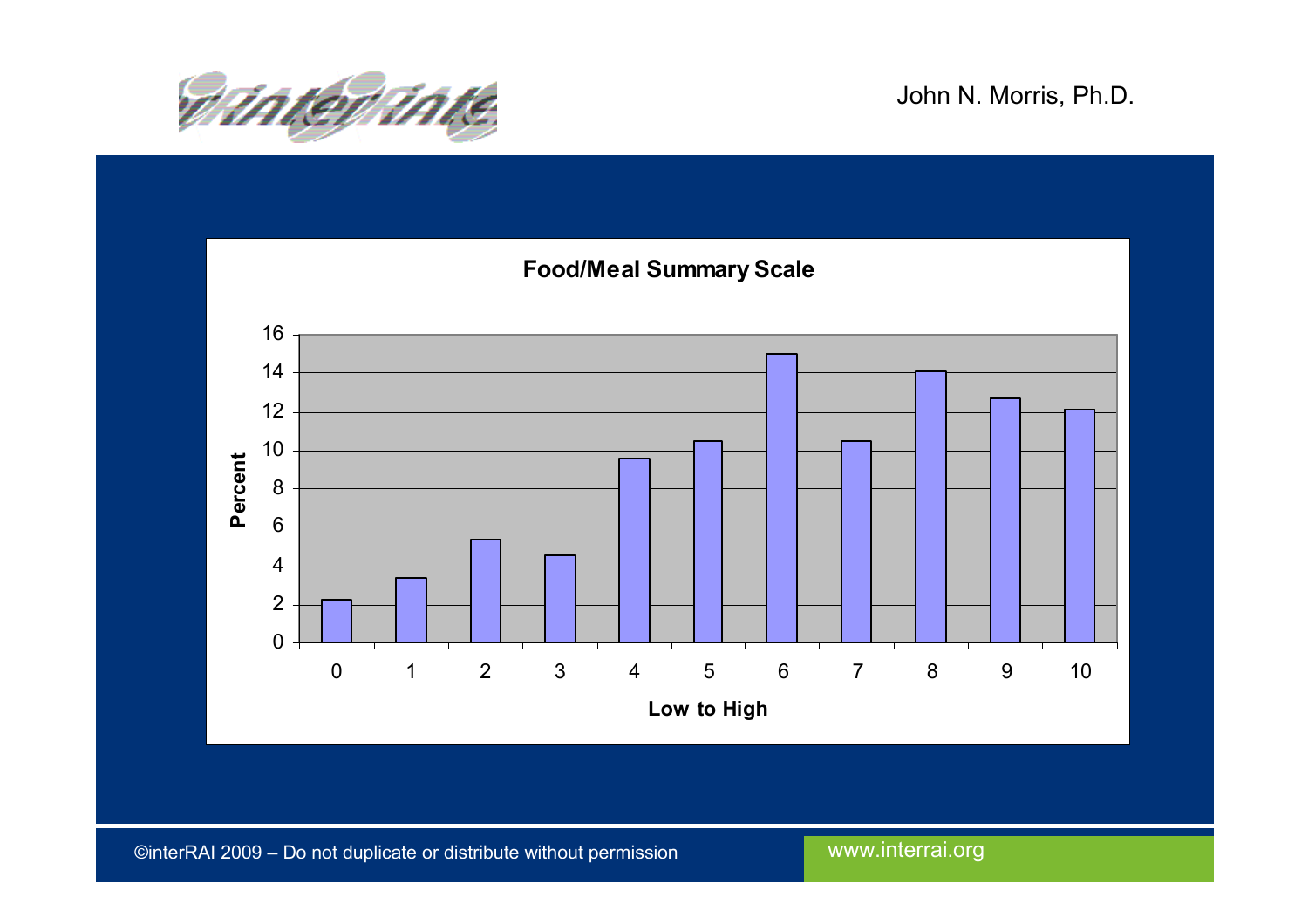**Food/Meal Summary Scale**

| Low to High | Percent |
| --- | --- |
| 0 | 2.3 |
| 1 | 3.4 |
| 2 | 5.4 |
| 3 | 4.6 |
| 4 | 9.6 |
| 5 | 10.5 |
| 6 | 15.0 |
| 7 | 10.5 |
| 8 | 14.1 |
| 9 | 12.7 |
| 10 | 12.1 |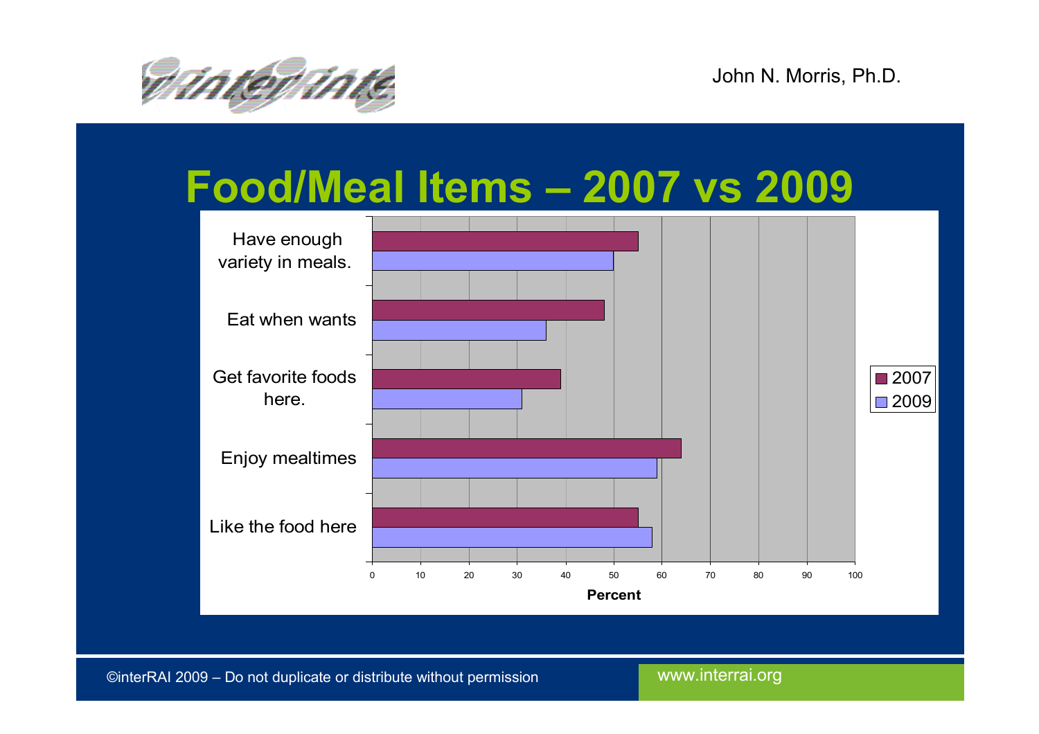# Food/Meal Items – 2007 vs 2009

| | 2007 | 2009 |
|---|---|---|
| Have enough variety in meals. | 55 | 50 |
| Eat when wants | 48 | 36 |
| Get favorite foods here. | 39 | 31 |
| Enjoy mealtimes | 64 | 59 |
| Like the food here | 55 | 58 |

Percent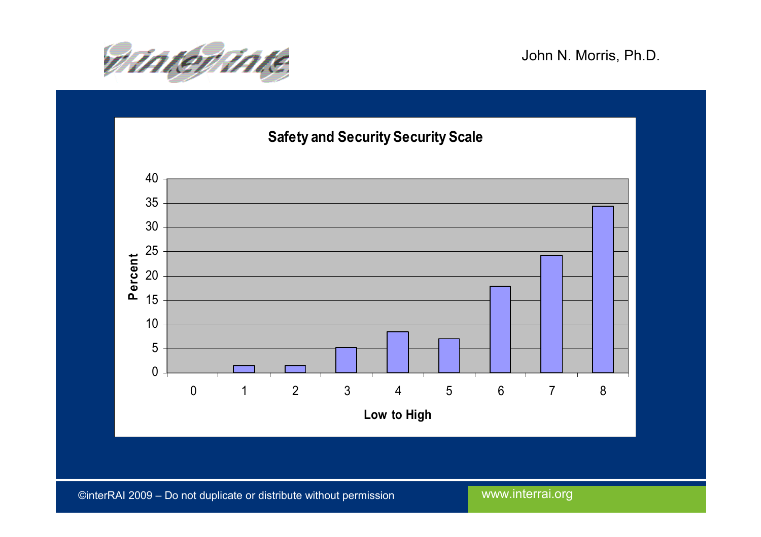## Safety and Security Security Scale

| Low to High | Percent |
|---|---|
| 0 | 0 |
| 1 | 1.5 |
| 2 | 1.5 |
| 3 | 5.2 |
| 4 | 8.5 |
| 5 | 7 |
| 6 | 17.8 |
| 7 | 24.2 |
| 8 | 34.3 |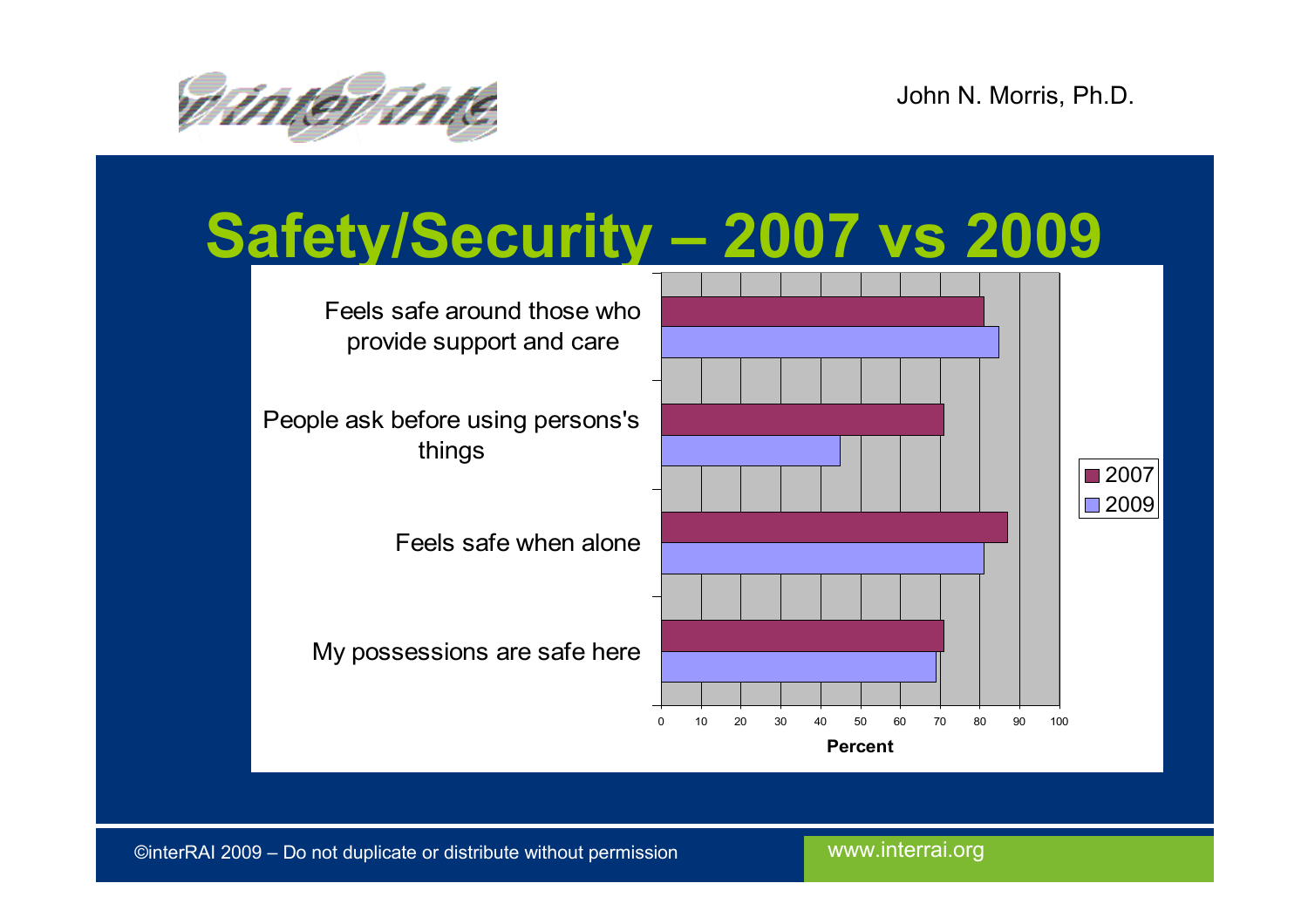# Safety/Security – 2007 vs 2009

Feels safe around those who provide support and care

People ask before using persons's things

Feels safe when alone

My possessions are safe here

0 10 20 30 40 50 60 70 80 90 100

Percent

2007
2009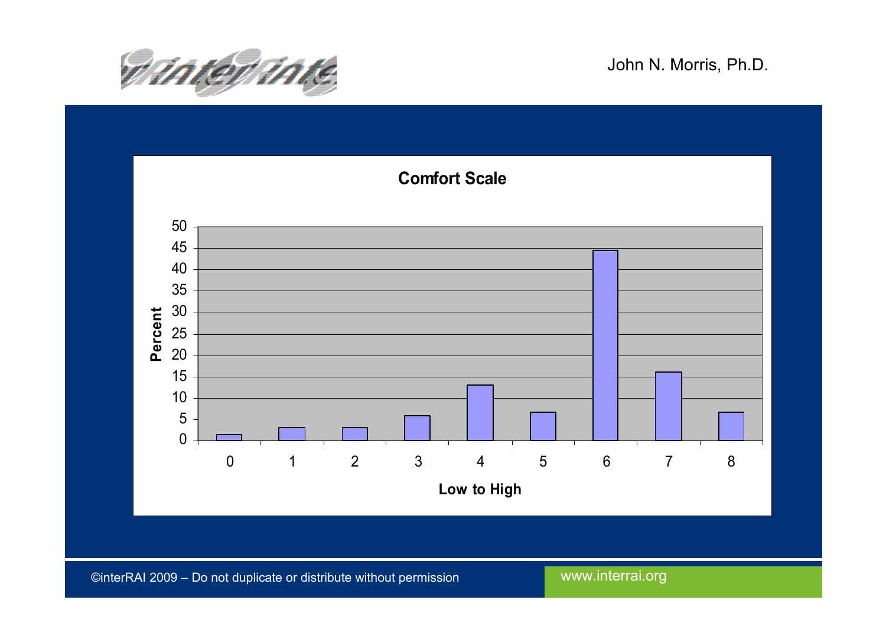**Comfort Scale**

Percent

Low to High

0 1 2 3 4 5 6 7 8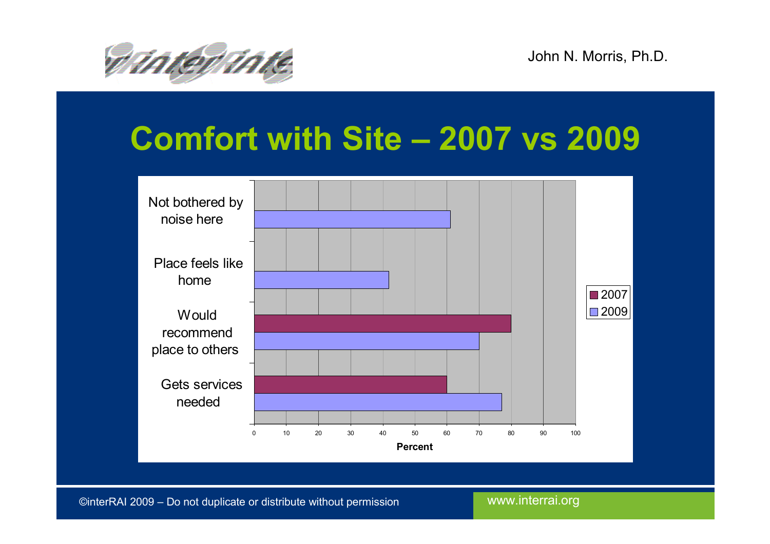# Comfort with Site – 2007 vs 2009

| | 2007 | 2009 |
|---|---|---|
| Not bothered by noise here | | 61 |
| Place feels like home | | 42 |
| Would recommend place to others | 80 | 70 |
| Gets services needed | 60 | 77 |

Percent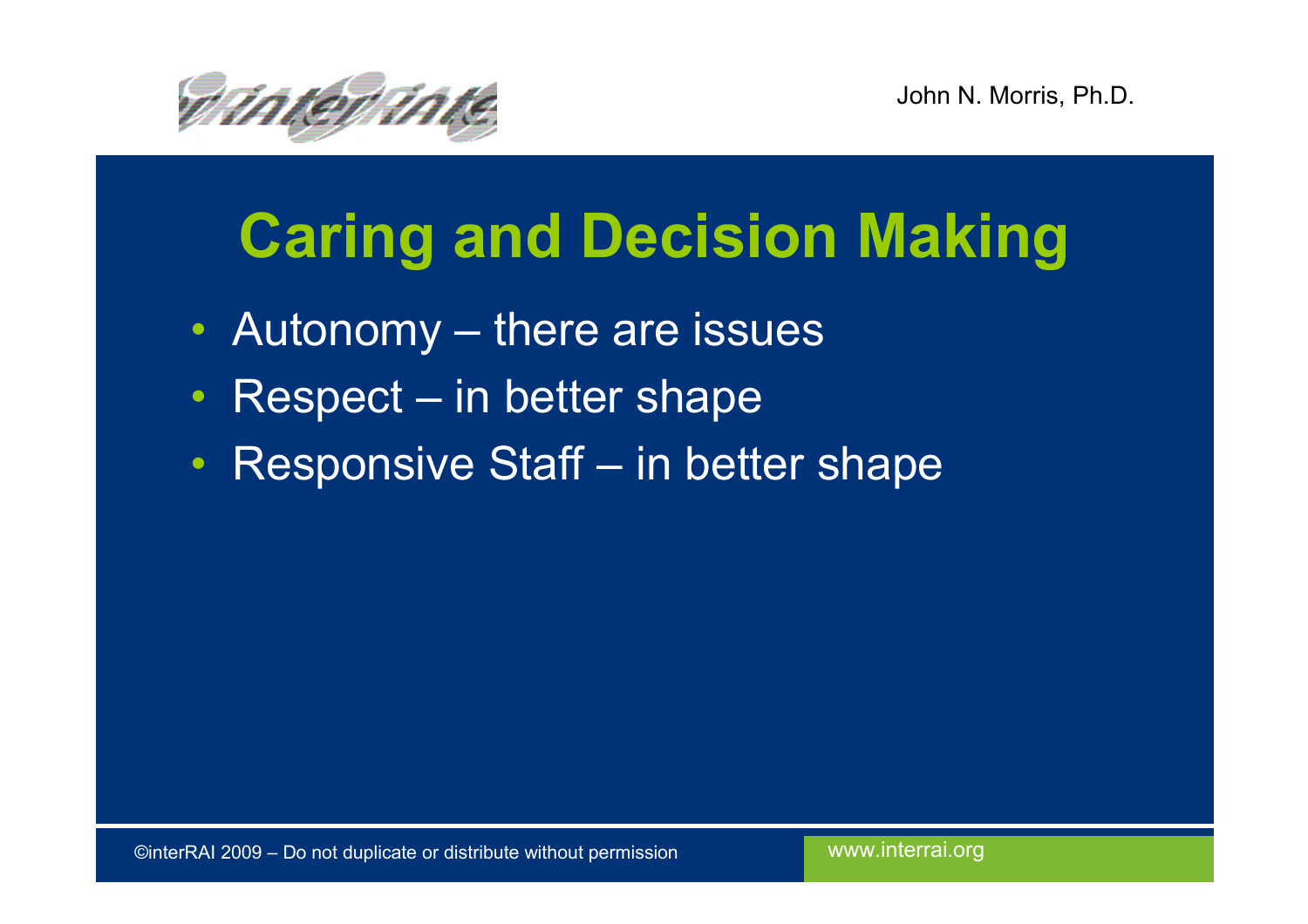# Caring and Decision Making

- Autonomy – there are issues
- Respect – in better shape
- Responsive Staff – in better shape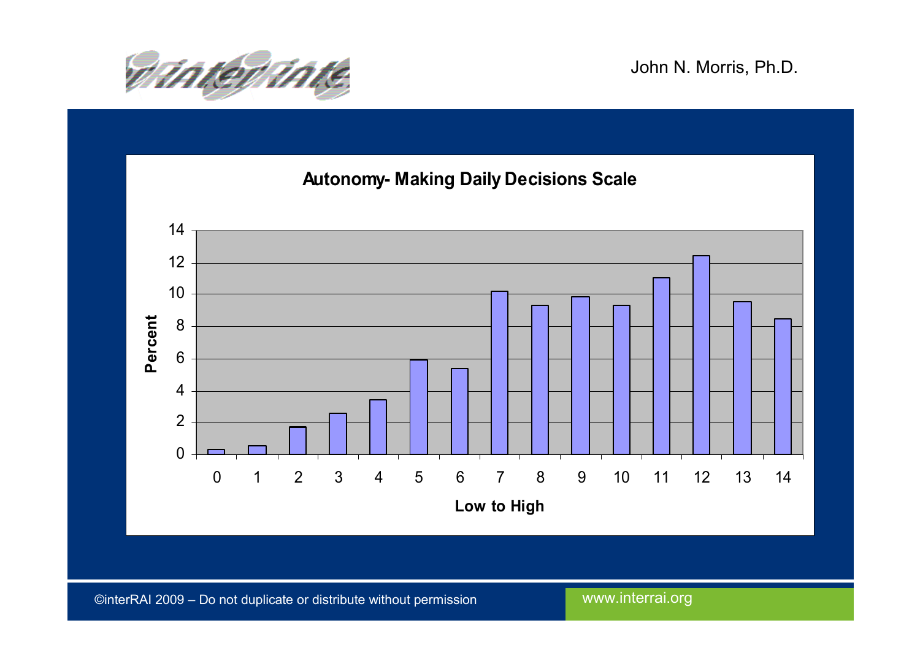John N. Morris, Ph.D.

## Autonomy- Making Daily Decisions Scale

| Low to High | Percent |
|---|---|
| 0 | 0.3 |
| 1 | 0.5 |
| 2 | 1.7 |
| 3 | 2.6 |
| 4 | 3.4 |
| 5 | 5.9 |
| 6 | 5.4 |
| 7 | 10.2 |
| 8 | 9.3 |
| 9 | 9.8 |
| 10 | 9.3 |
| 11 | 11.0 |
| 12 | 12.4 |
| 13 | 9.5 |
| 14 | 8.4 |

©interRAI 2009 – Do not duplicate or distribute without permission

www.interrai.org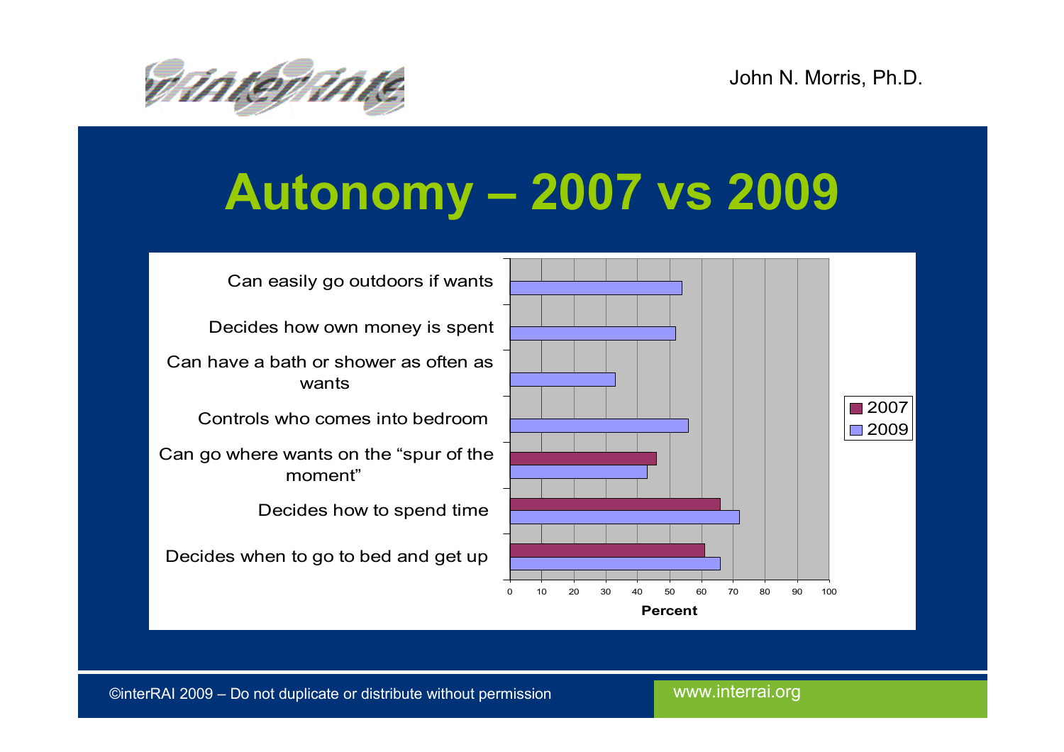# Autonomy – 2007 vs 2009

| | 2007 | 2009 |
|---|---|---|
| Can easily go outdoors if wants | | 54 |
| Decides how own money is spent | | 52 |
| Can have a bath or shower as often as wants | | 33 |
| Controls who comes into bedroom | | 56 |
| Can go where wants on the "spur of the moment" | 46 | 43 |
| Decides how to spend time | 66 | 72 |
| Decides when to go to bed and get up | 61 | 66 |

Percent

©interRAI 2009 – Do not duplicate or distribute without permission

www.interrai.org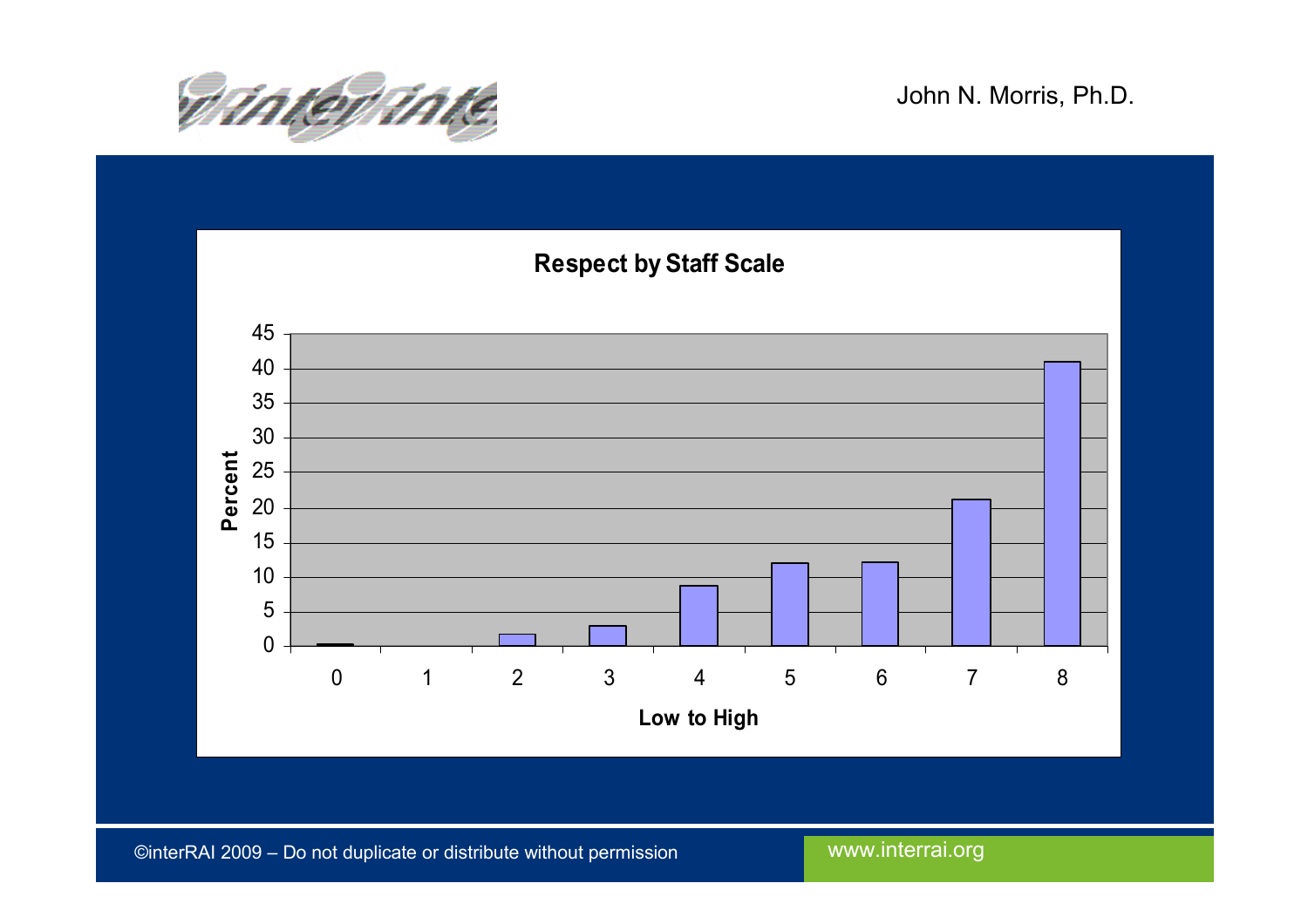**Respect by Staff Scale**

| Low to High | Percent |
|---|---|
| 0 | 0.3 |
| 1 | 0 |
| 2 | 1.8 |
| 3 | 3 |
| 4 | 8.8 |
| 5 | 12 |
| 6 | 12.2 |
| 7 | 21.2 |
| 8 | 41 |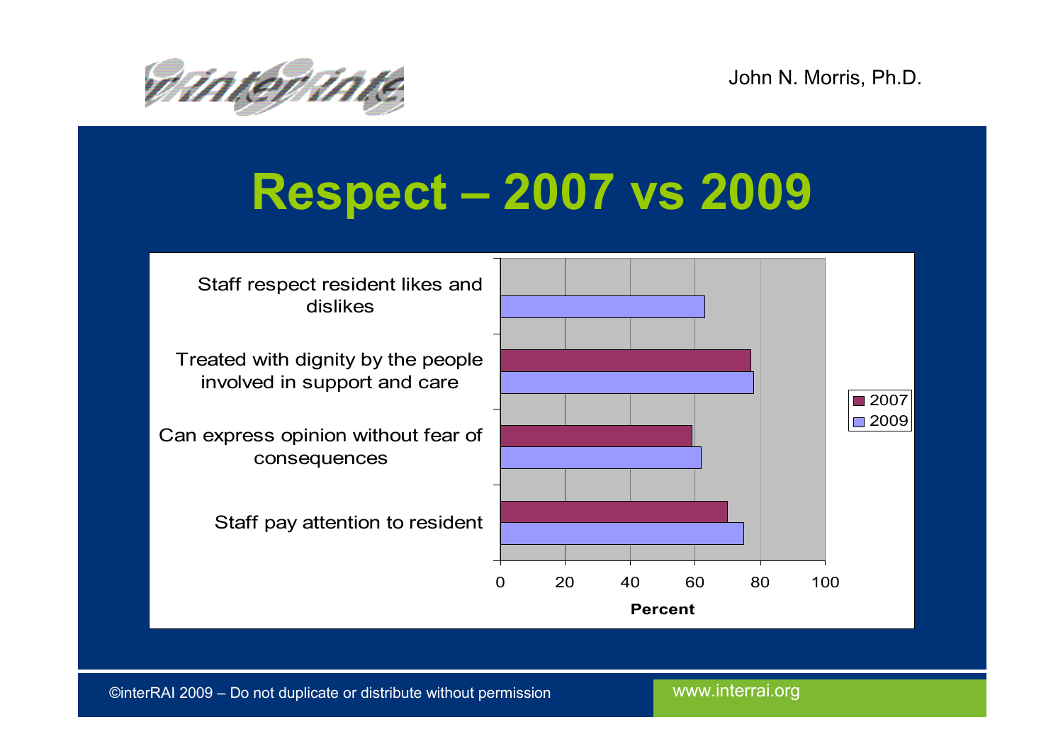# Respect – 2007 vs 2009

Staff respect resident likes and dislikes

Treated with dignity by the people involved in support and care

Can express opinion without fear of consequences

Staff pay attention to resident

0 20 40 60 80 100

Percent

2007
2009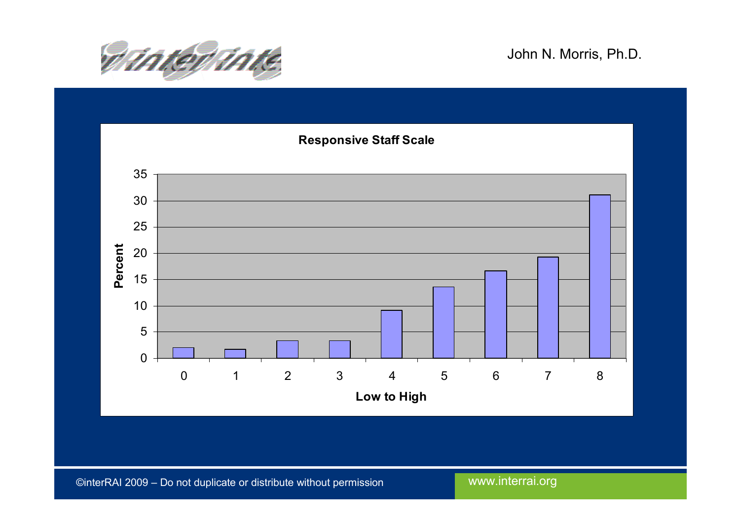John N. Morris, Ph.D.

**Responsive Staff Scale**

| Low to High | Percent |
|---|---|
| 0 | 2 |
| 1 | 1.7 |
| 2 | 3.3 |
| 3 | 3.3 |
| 4 | 9.1 |
| 5 | 13.6 |
| 6 | 16.6 |
| 7 | 19.3 |
| 8 | 31.1 |

©interRAI 2009 – Do not duplicate or distribute without permission

www.interrai.org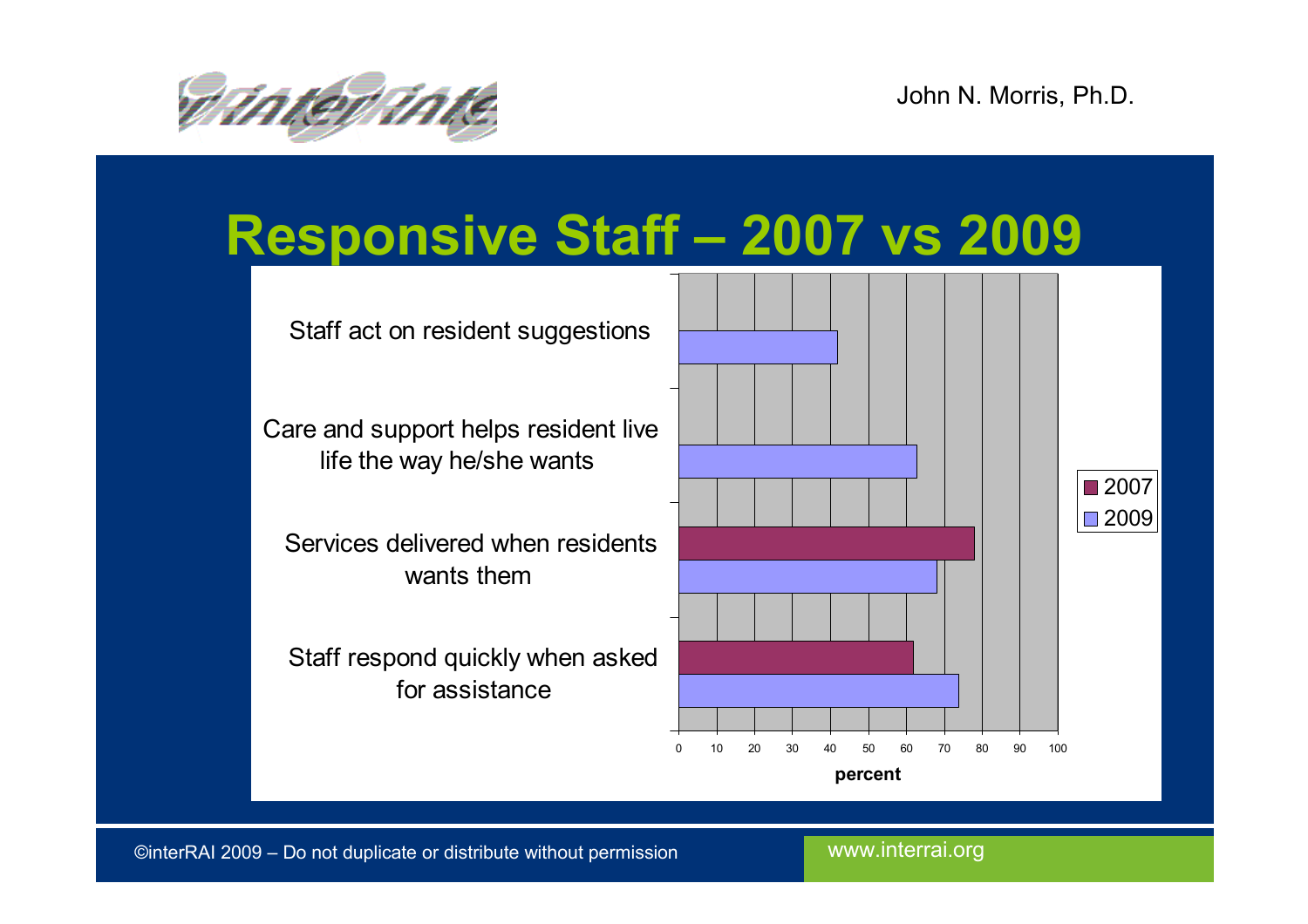# Responsive Staff – 2007 vs 2009

| | 2007 | 2009 |
|---|---|---|
| Staff act on resident suggestions | | 42 |
| Care and support helps resident live life the way he/she wants | | 63 |
| Services delivered when residents wants them | 78 | 68 |
| Staff respond quickly when asked for assistance | 62 | 74 |

percent

©interRAI 2009 – Do not duplicate or distribute without permission

www.interrai.org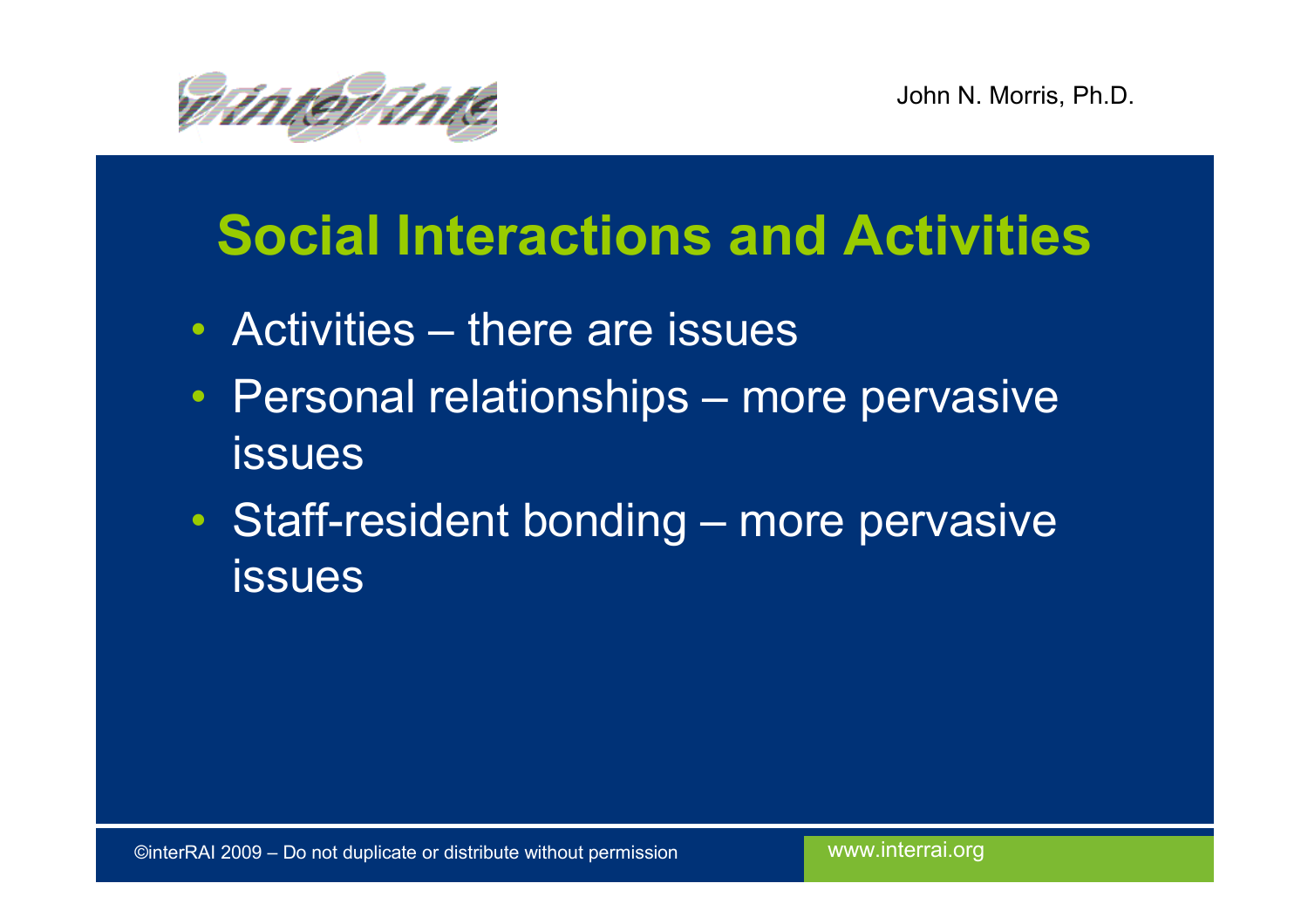## Social Interactions and Activities

- Activities – there are issues
- Personal relationships – more pervasive issues
- Staff-resident bonding – more pervasive issues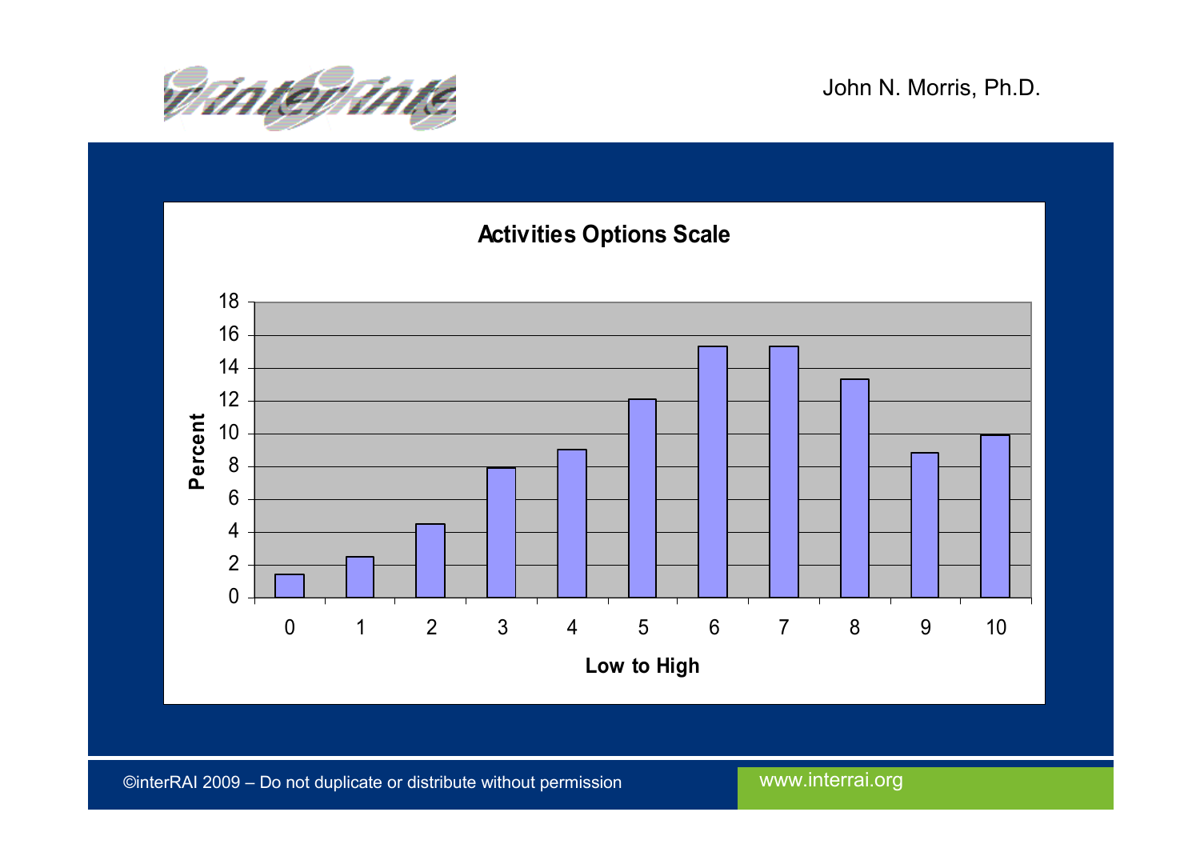## Activities Options Scale

| Low to High | Percent |
|---|---|
| 0 | 1.4 |
| 1 | 2.5 |
| 2 | 4.5 |
| 3 | 7.9 |
| 4 | 9.0 |
| 5 | 12.1 |
| 6 | 15.3 |
| 7 | 15.3 |
| 8 | 13.3 |
| 9 | 8.8 |
| 10 | 9.9 |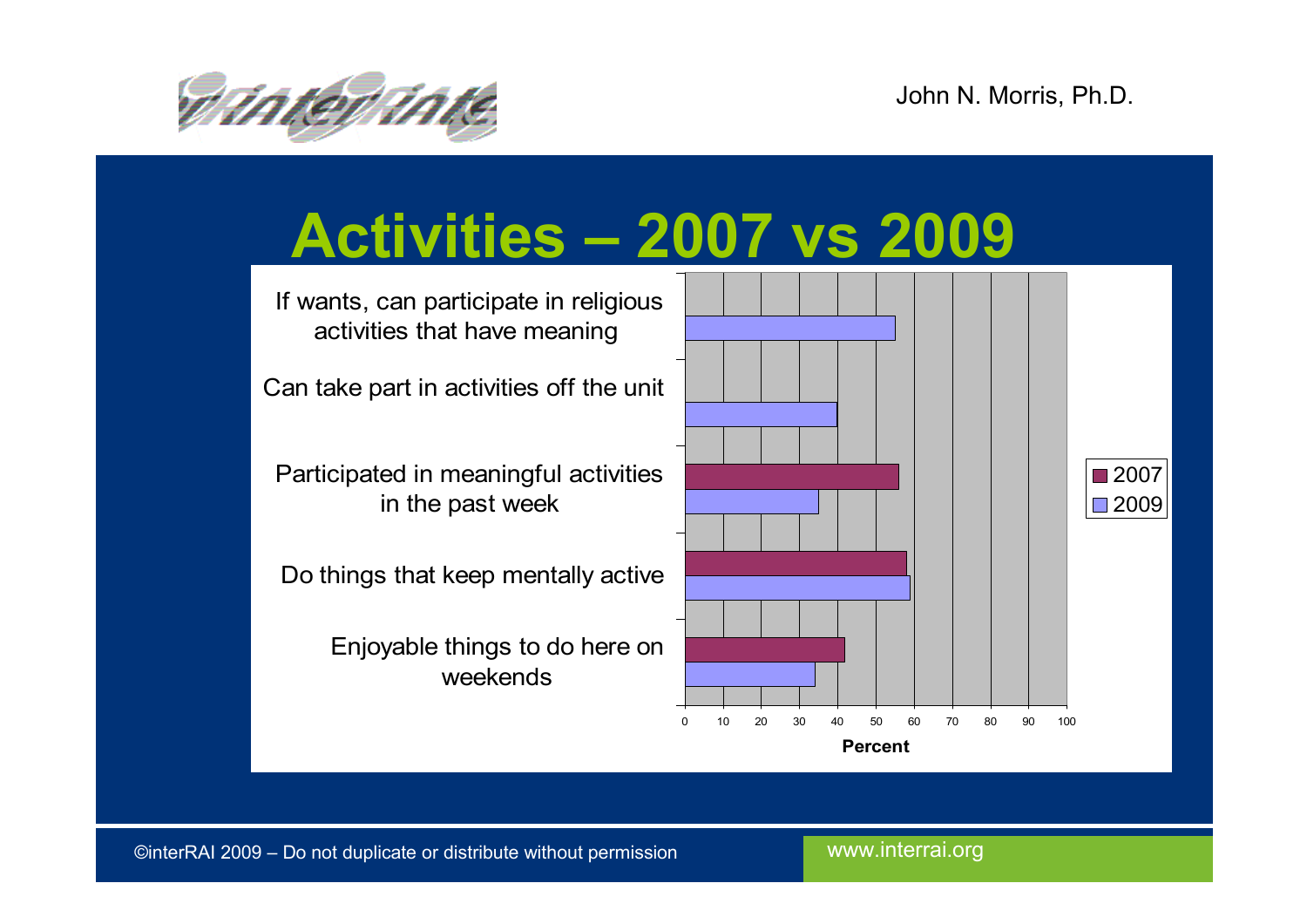# Activities – 2007 vs 2009

| Item | 2007 | 2009 |
|---|---|---|
| If wants, can participate in religious activities that have meaning | | ~55 |
| Can take part in activities off the unit | | ~40 |
| Participated in meaningful activities in the past week | ~56 | ~35 |
| Do things that keep mentally active | ~58 | ~59 |
| Enjoyable things to do here on weekends | ~42 | ~34 |

Percent

©interRAI 2009 – Do not duplicate or distribute without permission

www.interrai.org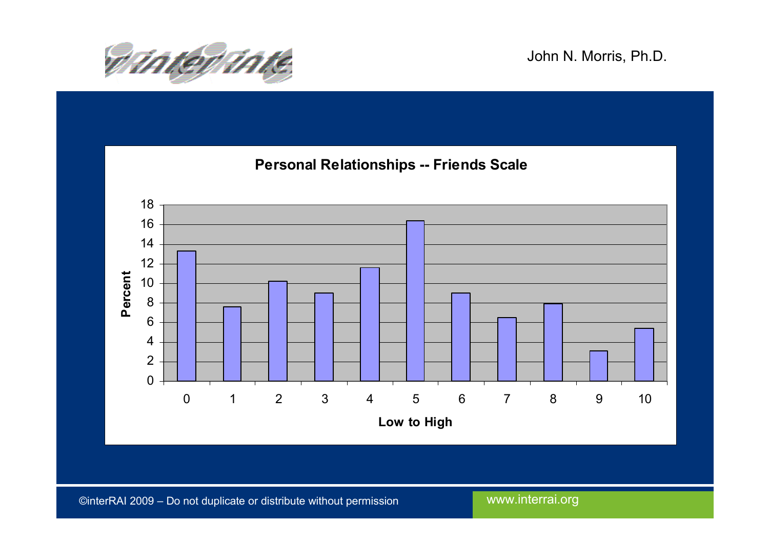## Personal Relationships -- Friends Scale

| Low to High | Percent |
|---|---|
| 0 | 13.3 |
| 1 | 7.6 |
| 2 | 10.2 |
| 3 | 9.0 |
| 4 | 11.6 |
| 5 | 16.4 |
| 6 | 9.0 |
| 7 | 6.5 |
| 8 | 7.9 |
| 9 | 3.1 |
| 10 | 5.4 |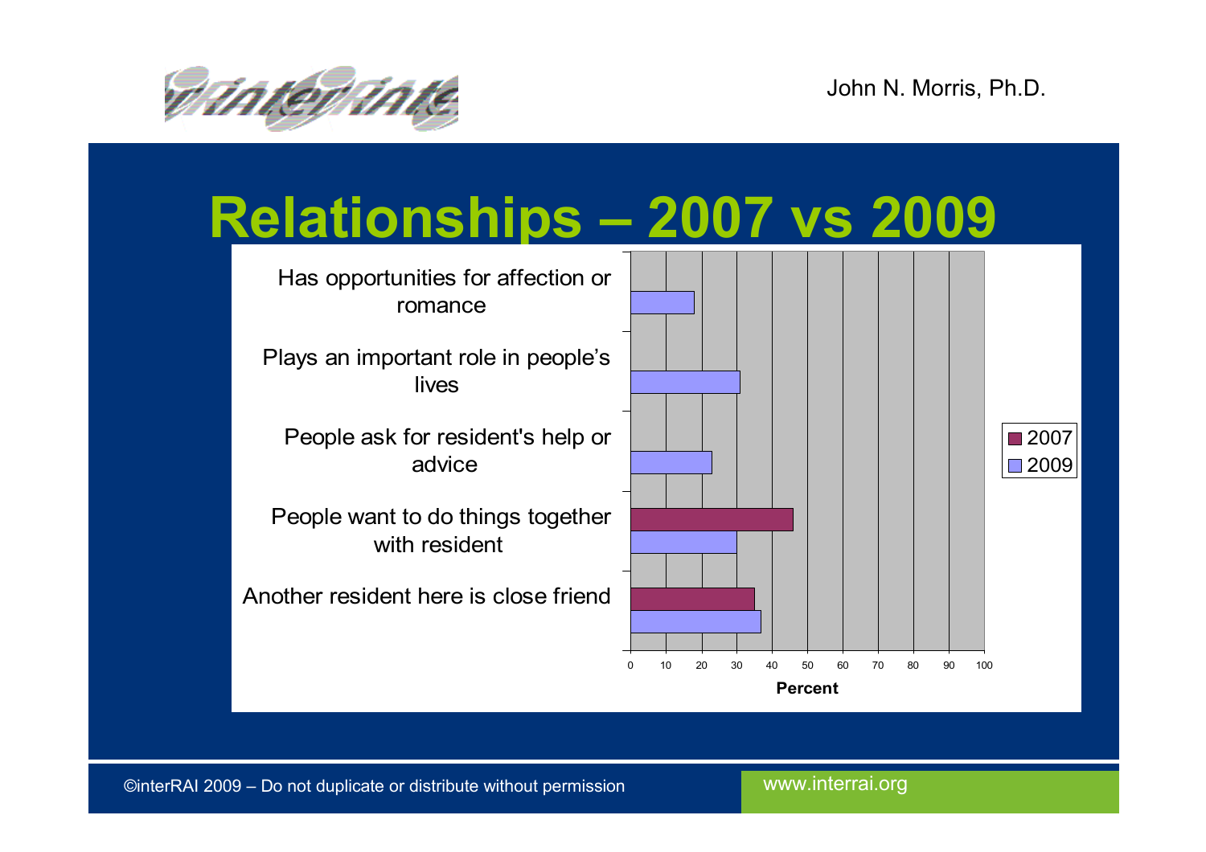# Relationships – 2007 vs 2009

| | 2007 | 2009 |
|---|---|---|
| Has opportunities for affection or romance | | ~18 |
| Plays an important role in people's lives | | ~31 |
| People ask for resident's help or advice | | ~23 |
| People want to do things together with resident | ~46 | ~30 |
| Another resident here is close friend | ~35 | ~37 |

Percent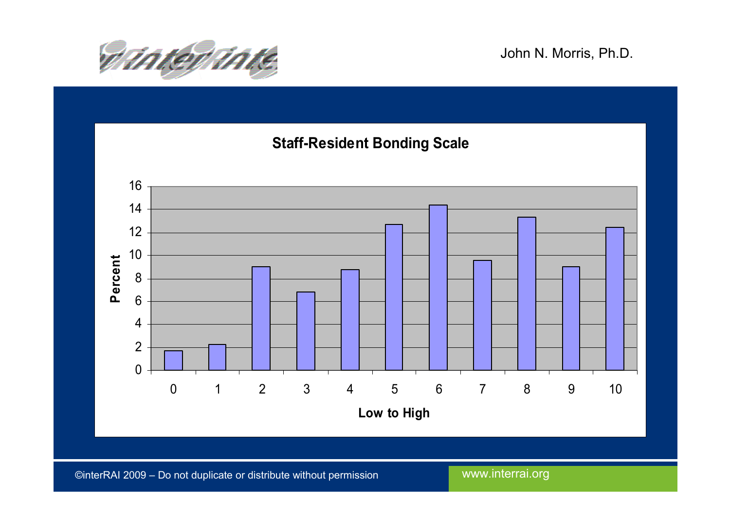John N. Morris, Ph.D.

## Staff-Resident Bonding Scale

| Low to High | Percent |
|---|---|
| 0 | 1.7 |
| 1 | 2.2 |
| 2 | 9.0 |
| 3 | 6.8 |
| 4 | 8.7 |
| 5 | 12.6 |
| 6 | 14.3 |
| 7 | 9.5 |
| 8 | 13.3 |
| 9 | 9.0 |
| 10 | 12.4 |

©interRAI 2009 – Do not duplicate or distribute without permission

www.interrai.org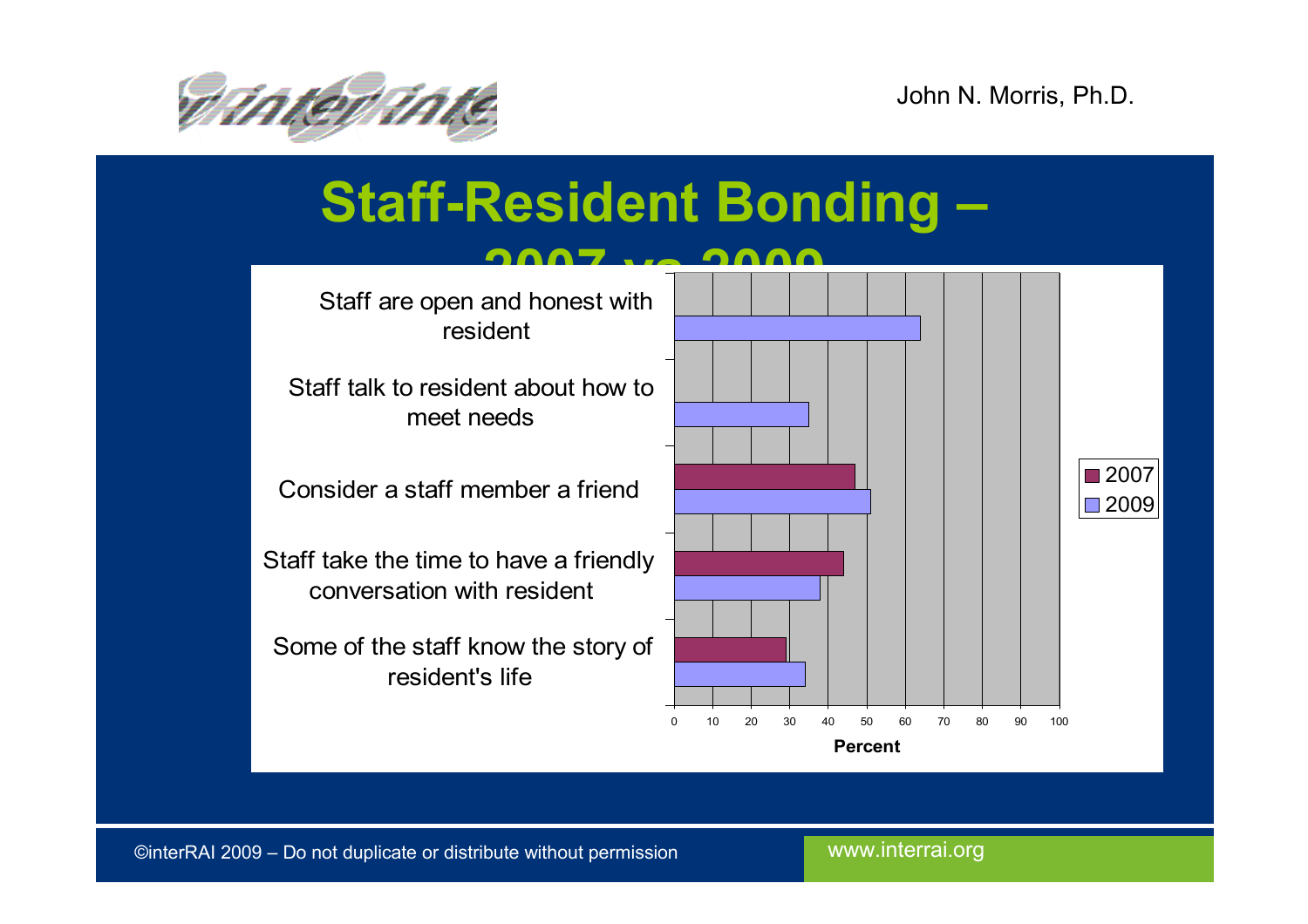# Staff-Resident Bonding – 2007 vs 2009

| | 2007 | 2009 |
|---|---|---|
| Staff are open and honest with resident | | 64 |
| Staff talk to resident about how to meet needs | | 35 |
| Consider a staff member a friend | 47 | 51 |
| Staff take the time to have a friendly conversation with resident | 44 | 38 |
| Some of the staff know the story of resident's life | 29 | 34 |

Percent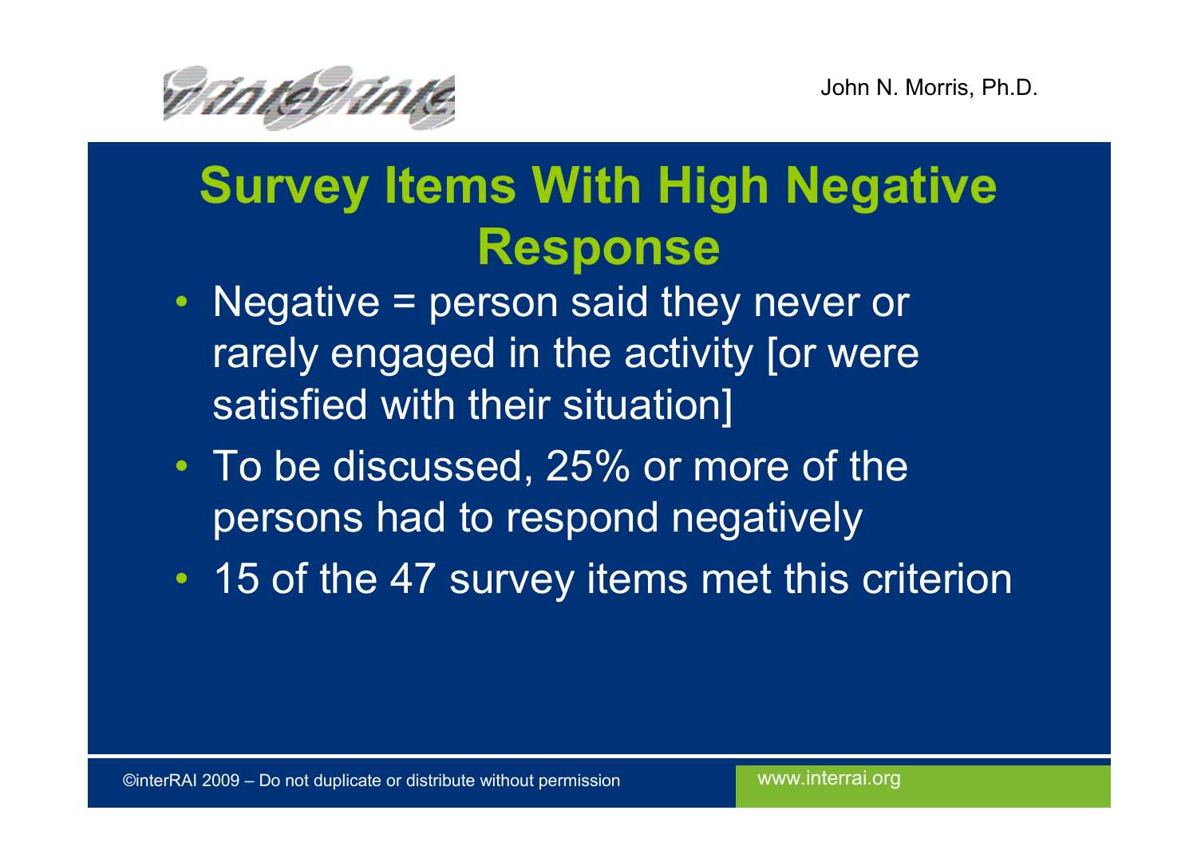# Survey Items With High Negative Response

- Negative = person said they never or rarely engaged in the activity [or were satisfied with their situation]
- To be discussed, 25% or more of the persons had to respond negatively
- 15 of the 47 survey items met this criterion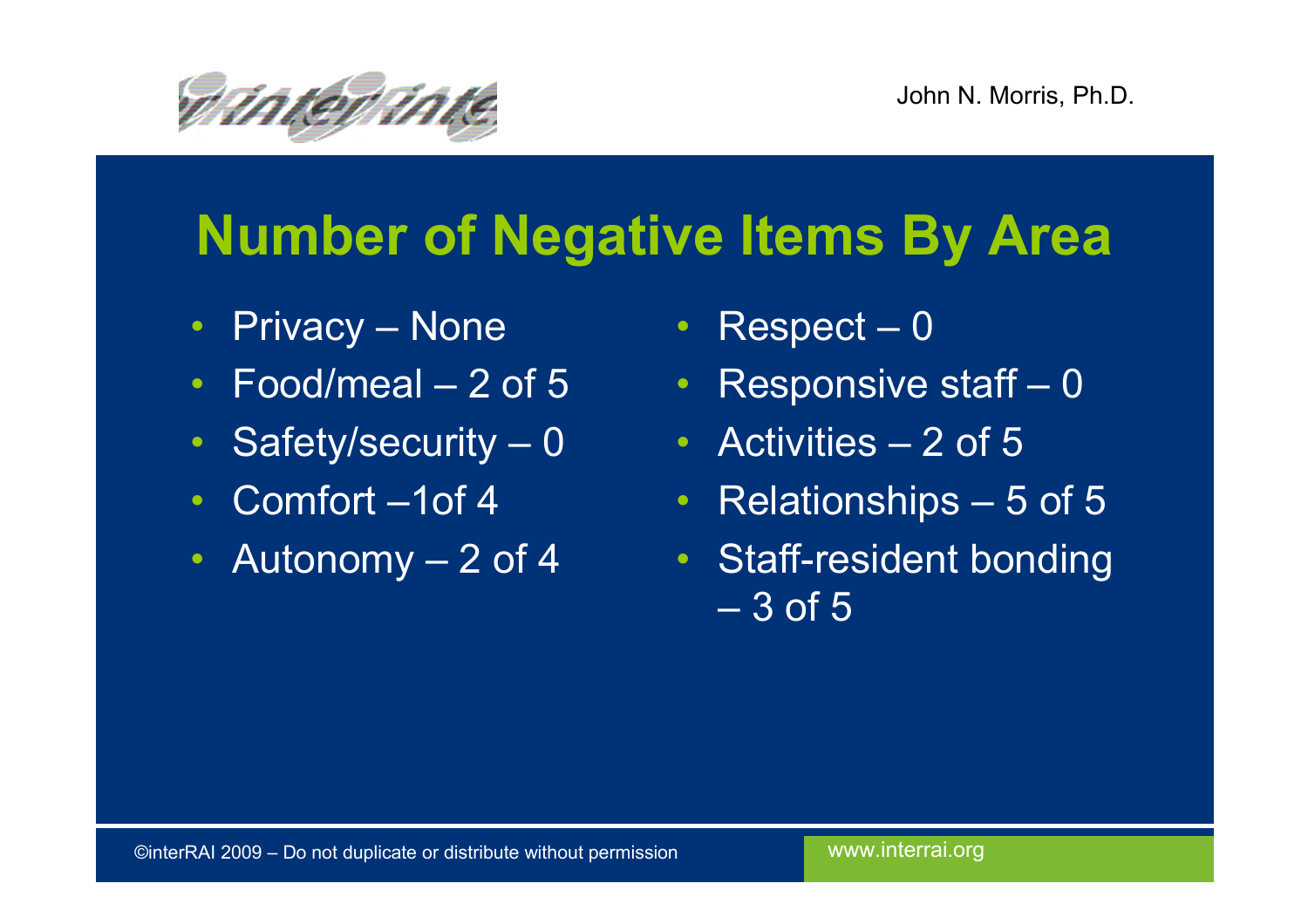# Number of Negative Items By Area

- Privacy – None
- Food/meal – 2 of 5
- Safety/security – 0
- Comfort –1of 4
- Autonomy – 2 of 4
- Respect – 0
- Responsive staff – 0
- Activities – 2 of 5
- Relationships – 5 of 5
- Staff-resident bonding – 3 of 5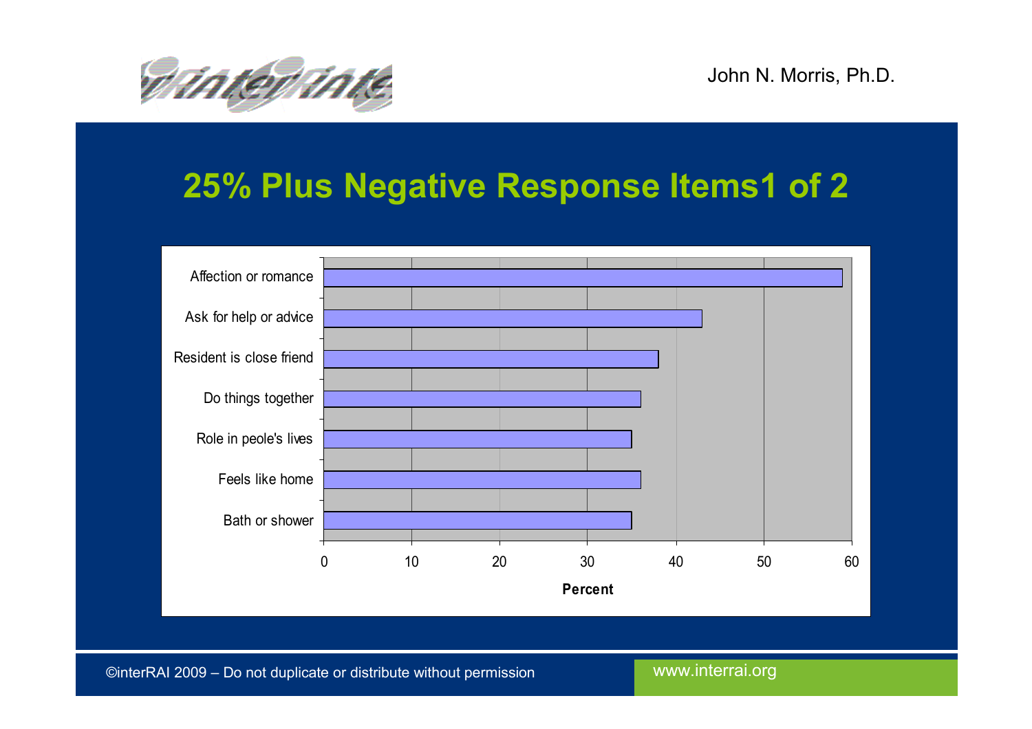## 25% Plus Negative Response Items1 of 2

| Item | Percent |
|---|---|
| Affection or romance | 59 |
| Ask for help or advice | 43 |
| Resident is close friend | 38 |
| Do things together | 36 |
| Role in peole's lives | 35 |
| Feels like home | 36 |
| Bath or shower | 35 |

Percent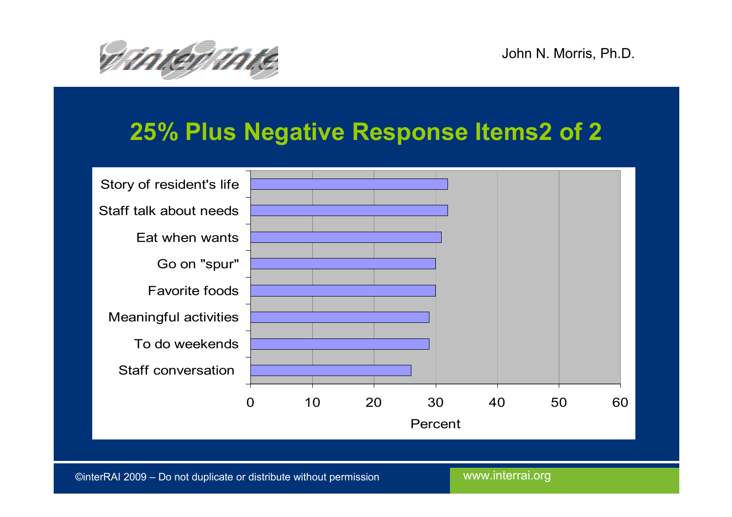# 25% Plus Negative Response Items2 of 2

| Item | Percent |
|---|---|
| Story of resident's life | 32 |
| Staff talk about needs | 32 |
| Eat when wants | 31 |
| Go on "spur" | 30 |
| Favorite foods | 30 |
| Meaningful activities | 29 |
| To do weekends | 29 |
| Staff conversation | 26 |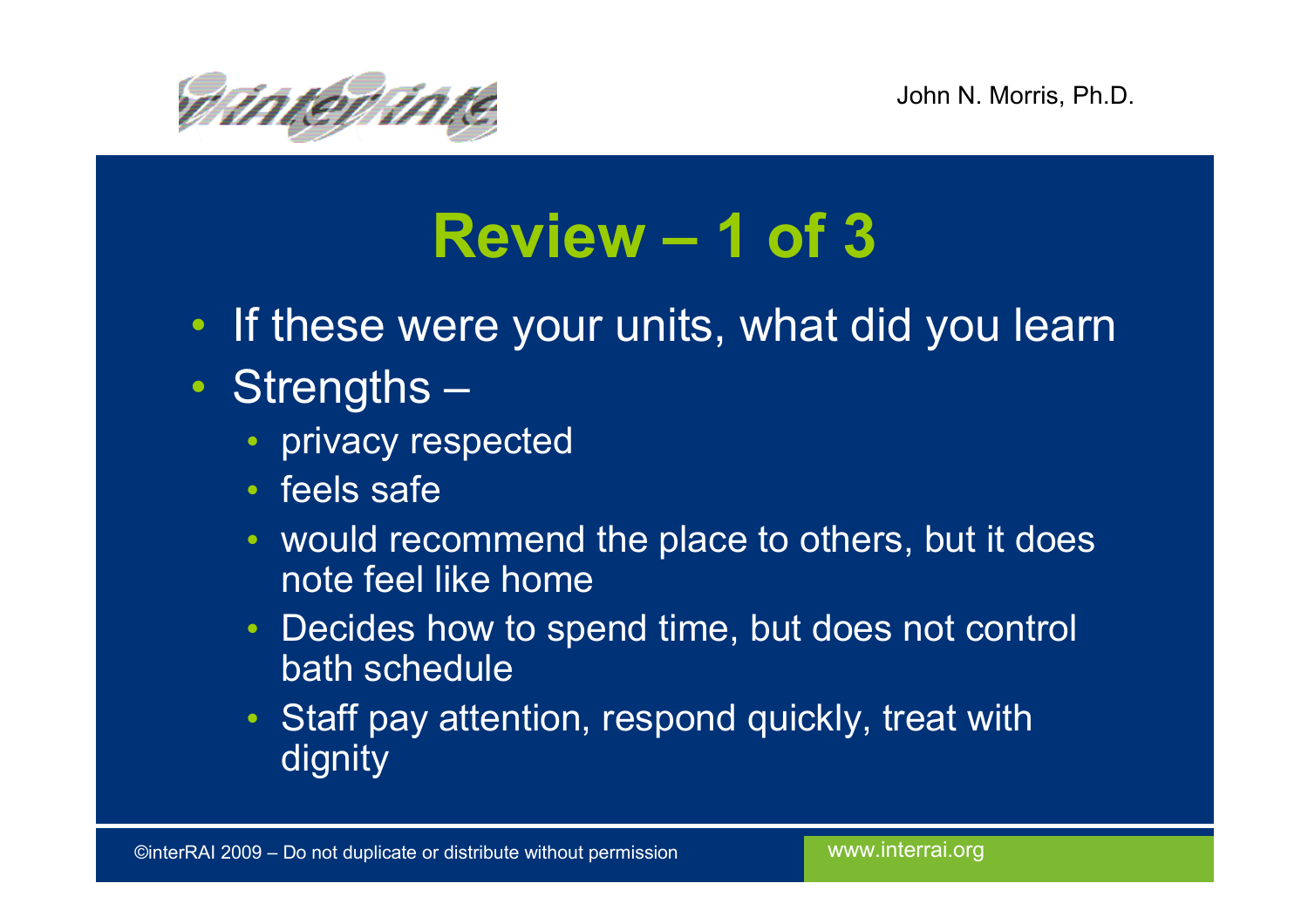# Review – 1 of 3

- If these were your units, what did you learn
- Strengths –
  - privacy respected
  - feels safe
  - would recommend the place to others, but it does note feel like home
  - Decides how to spend time, but does not control bath schedule
  - Staff pay attention, respond quickly, treat with dignity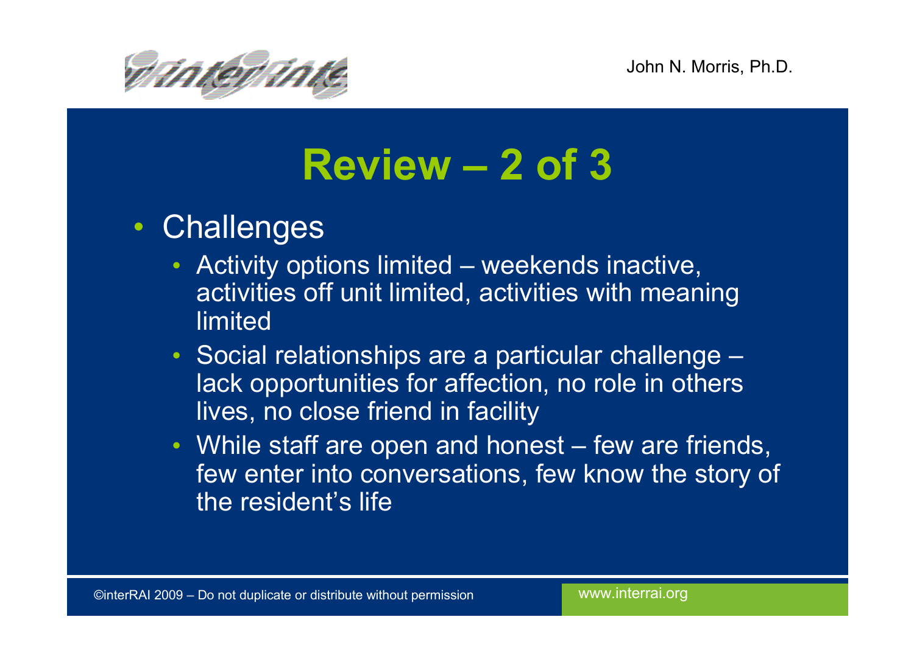# Review – 2 of 3

- Challenges
  - Activity options limited – weekends inactive, activities off unit limited, activities with meaning limited
  - Social relationships are a particular challenge – lack opportunities for affection, no role in others lives, no close friend in facility
  - While staff are open and honest – few are friends, few enter into conversations, few know the story of the resident's life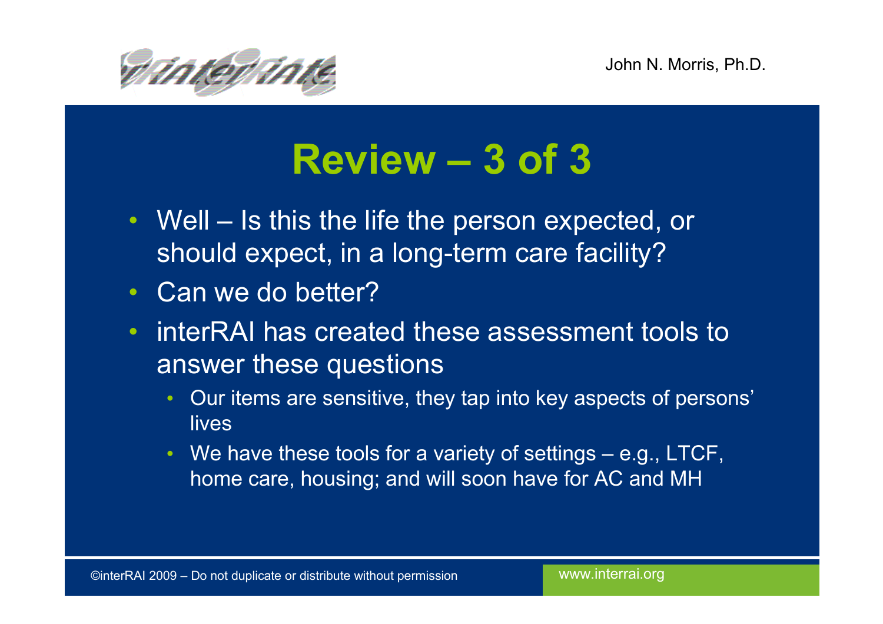# Review – 3 of 3

- Well – Is this the life the person expected, or should expect, in a long-term care facility?
- Can we do better?
- interRAI has created these assessment tools to answer these questions
  - Our items are sensitive, they tap into key aspects of persons' lives
  - We have these tools for a variety of settings – e.g., LTCF, home care, housing; and will soon have for AC and MH